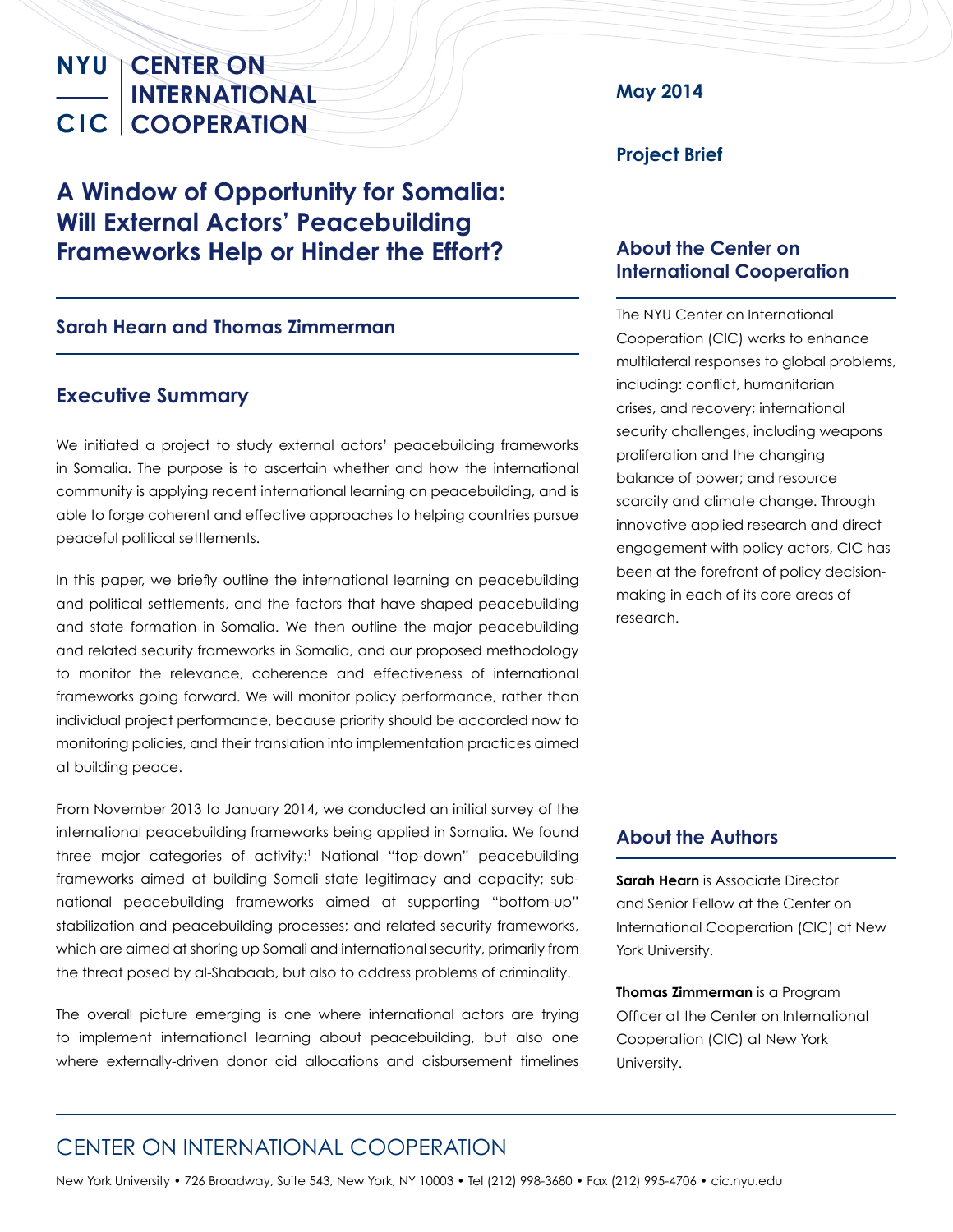# NYU CIC | CENTER ON INTERNATIONAL COOPERATION

May 2014

Project Brief

# A Window of Opportunity for Somalia: Will External Actors' Peacebuilding Frameworks Help or Hinder the Effort?

**Sarah Hearn and Thomas Zimmerman**

## Executive Summary

We initiated a project to study external actors' peacebuilding frameworks in Somalia. The purpose is to ascertain whether and how the international community is applying recent international learning on peacebuilding, and is able to forge coherent and effective approaches to helping countries pursue peaceful political settlements.

In this paper, we briefly outline the international learning on peacebuilding and political settlements, and the factors that have shaped peacebuilding and state formation in Somalia. We then outline the major peacebuilding and related security frameworks in Somalia, and our proposed methodology to monitor the relevance, coherence and effectiveness of international frameworks going forward. We will monitor policy performance, rather than individual project performance, because priority should be accorded now to monitoring policies, and their translation into implementation practices aimed at building peace.

From November 2013 to January 2014, we conducted an initial survey of the international peacebuilding frameworks being applied in Somalia. We found three major categories of activity:[1] National "top-down" peacebuilding frameworks aimed at building Somali state legitimacy and capacity; sub-national peacebuilding frameworks aimed at supporting "bottom-up" stabilization and peacebuilding processes; and related security frameworks, which are aimed at shoring up Somali and international security, primarily from the threat posed by al-Shabaab, but also to address problems of criminality.

The overall picture emerging is one where international actors are trying to implement international learning about peacebuilding, but also one where externally-driven donor aid allocations and disbursement timelines

## About the Center on International Cooperation

The NYU Center on International Cooperation (CIC) works to enhance multilateral responses to global problems, including: conflict, humanitarian crises, and recovery; international security challenges, including weapons proliferation and the changing balance of power; and resource scarcity and climate change. Through innovative applied research and direct engagement with policy actors, CIC has been at the forefront of policy decision-making in each of its core areas of research.

## About the Authors

**Sarah Hearn** is Associate Director and Senior Fellow at the Center on International Cooperation (CIC) at New York University.

**Thomas Zimmerman** is a Program Officer at the Center on International Cooperation (CIC) at New York University.

CENTER ON INTERNATIONAL COOPERATION

New York University • 726 Broadway, Suite 543, New York, NY 10003 • Tel (212) 998-3680 • Fax (212) 995-4706 • cic.nyu.edu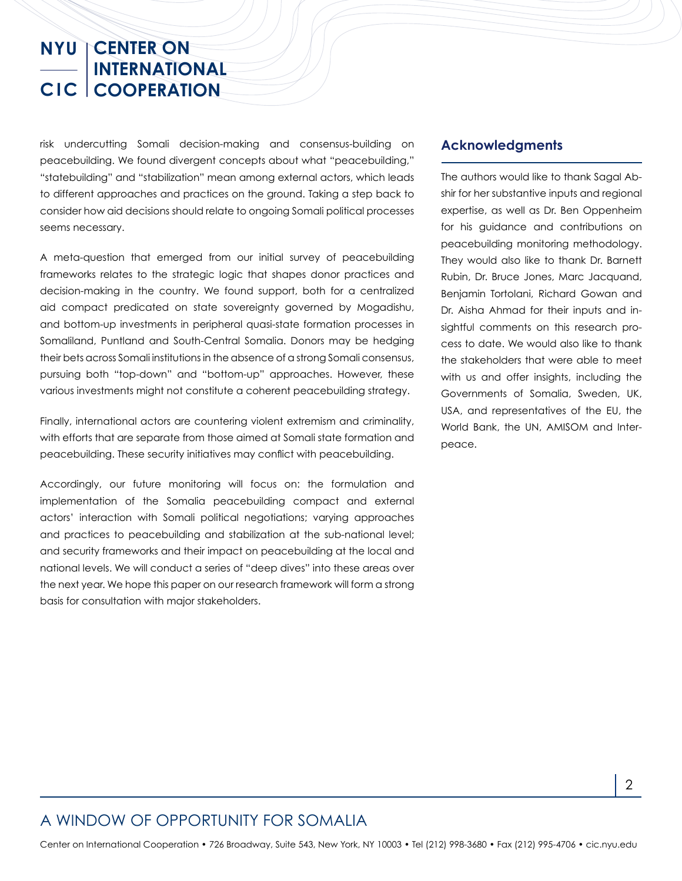risk undercutting Somali decision-making and consensus-building on peacebuilding. We found divergent concepts about what "peacebuilding," "statebuilding" and "stabilization" mean among external actors, which leads to different approaches and practices on the ground. Taking a step back to consider how aid decisions should relate to ongoing Somali political processes seems necessary.

A meta-question that emerged from our initial survey of peacebuilding frameworks relates to the strategic logic that shapes donor practices and decision-making in the country. We found support, both for a centralized aid compact predicated on state sovereignty governed by Mogadishu, and bottom-up investments in peripheral quasi-state formation processes in Somaliland, Puntland and South-Central Somalia. Donors may be hedging their bets across Somali institutions in the absence of a strong Somali consensus, pursuing both "top-down" and "bottom-up" approaches. However, these various investments might not constitute a coherent peacebuilding strategy.

Finally, international actors are countering violent extremism and criminality, with efforts that are separate from those aimed at Somali state formation and peacebuilding. These security initiatives may conflict with peacebuilding.

Accordingly, our future monitoring will focus on: the formulation and implementation of the Somalia peacebuilding compact and external actors' interaction with Somali political negotiations; varying approaches and practices to peacebuilding and stabilization at the sub-national level; and security frameworks and their impact on peacebuilding at the local and national levels. We will conduct a series of "deep dives" into these areas over the next year. We hope this paper on our research framework will form a strong basis for consultation with major stakeholders.

## Acknowledgments

The authors would like to thank Sagal Abshir for her substantive inputs and regional expertise, as well as Dr. Ben Oppenheim for his guidance and contributions on peacebuilding monitoring methodology. They would also like to thank Dr. Barnett Rubin, Dr. Bruce Jones, Marc Jacquand, Benjamin Tortolani, Richard Gowan and Dr. Aisha Ahmad for their inputs and insightful comments on this research process to date. We would also like to thank the stakeholders that were able to meet with us and offer insights, including the Governments of Somalia, Sweden, UK, USA, and representatives of the EU, the World Bank, the UN, AMISOM and Interpeace.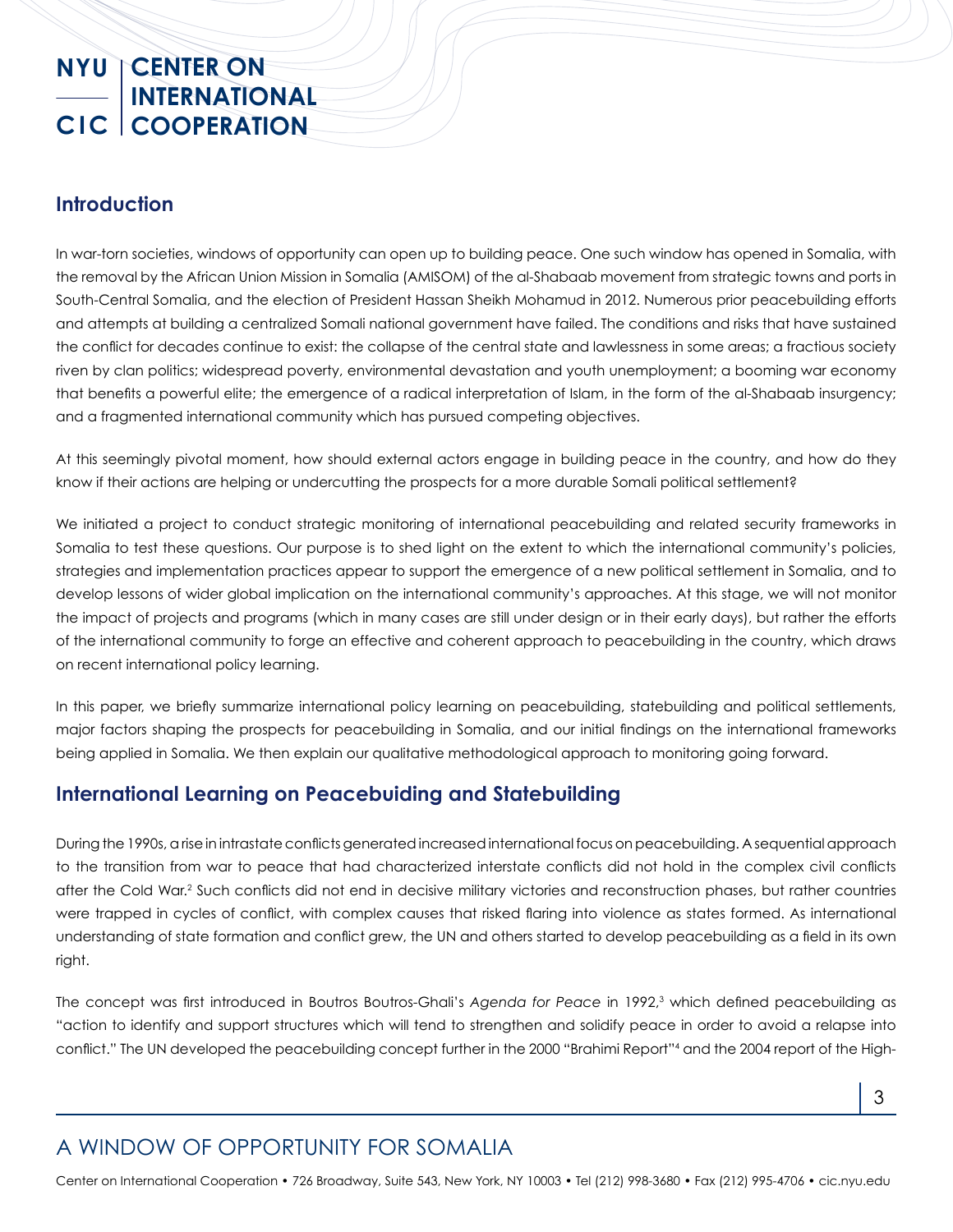## Introduction

In war-torn societies, windows of opportunity can open up to building peace. One such window has opened in Somalia, with the removal by the African Union Mission in Somalia (AMISOM) of the al-Shabaab movement from strategic towns and ports in South-Central Somalia, and the election of President Hassan Sheikh Mohamud in 2012. Numerous prior peacebuilding efforts and attempts at building a centralized Somali national government have failed. The conditions and risks that have sustained the conflict for decades continue to exist: the collapse of the central state and lawlessness in some areas; a fractious society riven by clan politics; widespread poverty, environmental devastation and youth unemployment; a booming war economy that benefits a powerful elite; the emergence of a radical interpretation of Islam, in the form of the al-Shabaab insurgency; and a fragmented international community which has pursued competing objectives.

At this seemingly pivotal moment, how should external actors engage in building peace in the country, and how do they know if their actions are helping or undercutting the prospects for a more durable Somali political settlement?

We initiated a project to conduct strategic monitoring of international peacebuilding and related security frameworks in Somalia to test these questions. Our purpose is to shed light on the extent to which the international community's policies, strategies and implementation practices appear to support the emergence of a new political settlement in Somalia, and to develop lessons of wider global implication on the international community's approaches. At this stage, we will not monitor the impact of projects and programs (which in many cases are still under design or in their early days), but rather the efforts of the international community to forge an effective and coherent approach to peacebuilding in the country, which draws on recent international policy learning.

In this paper, we briefly summarize international policy learning on peacebuilding, statebuilding and political settlements, major factors shaping the prospects for peacebuilding in Somalia, and our initial findings on the international frameworks being applied in Somalia. We then explain our qualitative methodological approach to monitoring going forward.

## International Learning on Peacebuiding and Statebuilding

During the 1990s, a rise in intrastate conflicts generated increased international focus on peacebuilding. A sequential approach to the transition from war to peace that had characterized interstate conflicts did not hold in the complex civil conflicts after the Cold War.[2] Such conflicts did not end in decisive military victories and reconstruction phases, but rather countries were trapped in cycles of conflict, with complex causes that risked flaring into violence as states formed. As international understanding of state formation and conflict grew, the UN and others started to develop peacebuilding as a field in its own right.

The concept was first introduced in Boutros Boutros-Ghali's *Agenda for Peace* in 1992,[3] which defined peacebuilding as "action to identify and support structures which will tend to strengthen and solidify peace in order to avoid a relapse into conflict." The UN developed the peacebuilding concept further in the 2000 "Brahimi Report"[4] and the 2004 report of the High-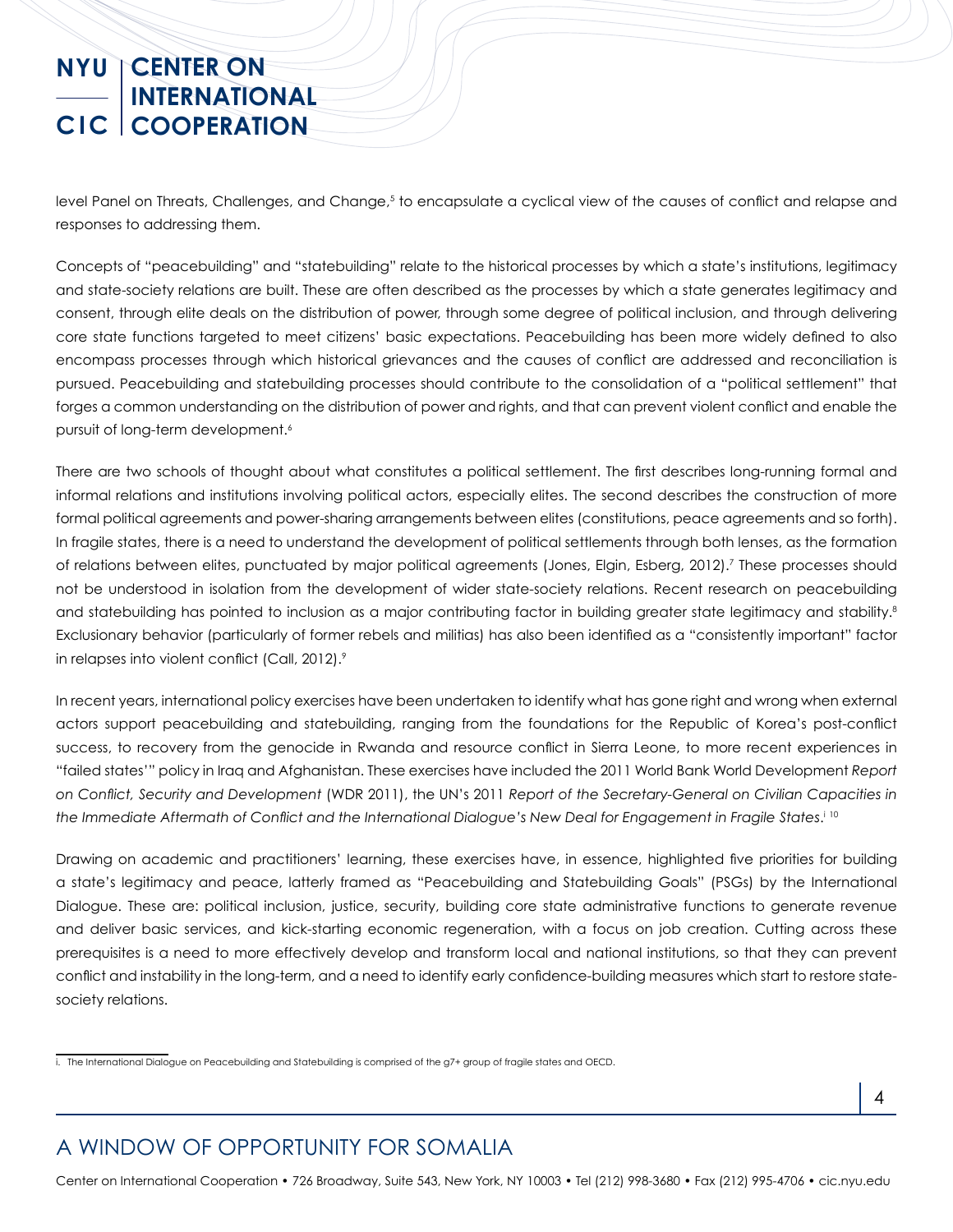level Panel on Threats, Challenges, and Change,[5] to encapsulate a cyclical view of the causes of conflict and relapse and responses to addressing them.

Concepts of "peacebuilding" and "statebuilding" relate to the historical processes by which a state's institutions, legitimacy and state-society relations are built. These are often described as the processes by which a state generates legitimacy and consent, through elite deals on the distribution of power, through some degree of political inclusion, and through delivering core state functions targeted to meet citizens' basic expectations. Peacebuilding has been more widely defined to also encompass processes through which historical grievances and the causes of conflict are addressed and reconciliation is pursued. Peacebuilding and statebuilding processes should contribute to the consolidation of a "political settlement" that forges a common understanding on the distribution of power and rights, and that can prevent violent conflict and enable the pursuit of long-term development.[6]

There are two schools of thought about what constitutes a political settlement. The first describes long-running formal and informal relations and institutions involving political actors, especially elites. The second describes the construction of more formal political agreements and power-sharing arrangements between elites (constitutions, peace agreements and so forth). In fragile states, there is a need to understand the development of political settlements through both lenses, as the formation of relations between elites, punctuated by major political agreements (Jones, Elgin, Esberg, 2012).[7] These processes should not be understood in isolation from the development of wider state-society relations. Recent research on peacebuilding and statebuilding has pointed to inclusion as a major contributing factor in building greater state legitimacy and stability.[8] Exclusionary behavior (particularly of former rebels and militias) has also been identified as a "consistently important" factor in relapses into violent conflict (Call, 2012).[9]

In recent years, international policy exercises have been undertaken to identify what has gone right and wrong when external actors support peacebuilding and statebuilding, ranging from the foundations for the Republic of Korea's post-conflict success, to recovery from the genocide in Rwanda and resource conflict in Sierra Leone, to more recent experiences in "failed states'" policy in Iraq and Afghanistan. These exercises have included the 2011 World Bank World Development *Report on Conflict, Security and Development* (WDR 2011), the UN's 2011 *Report of the Secretary-General on Civilian Capacities in the Immediate Aftermath of Conflict and the International Dialogue's New Deal for Engagement in Fragile States*.[i] [10]

Drawing on academic and practitioners' learning, these exercises have, in essence, highlighted five priorities for building a state's legitimacy and peace, latterly framed as "Peacebuilding and Statebuilding Goals" (PSGs) by the International Dialogue. These are: political inclusion, justice, security, building core state administrative functions to generate revenue and deliver basic services, and kick-starting economic regeneration, with a focus on job creation. Cutting across these prerequisites is a need to more effectively develop and transform local and national institutions, so that they can prevent conflict and instability in the long-term, and a need to identify early confidence-building measures which start to restore state-society relations.

i. The International Dialogue on Peacebuilding and Statebuilding is comprised of the g7+ group of fragile states and OECD.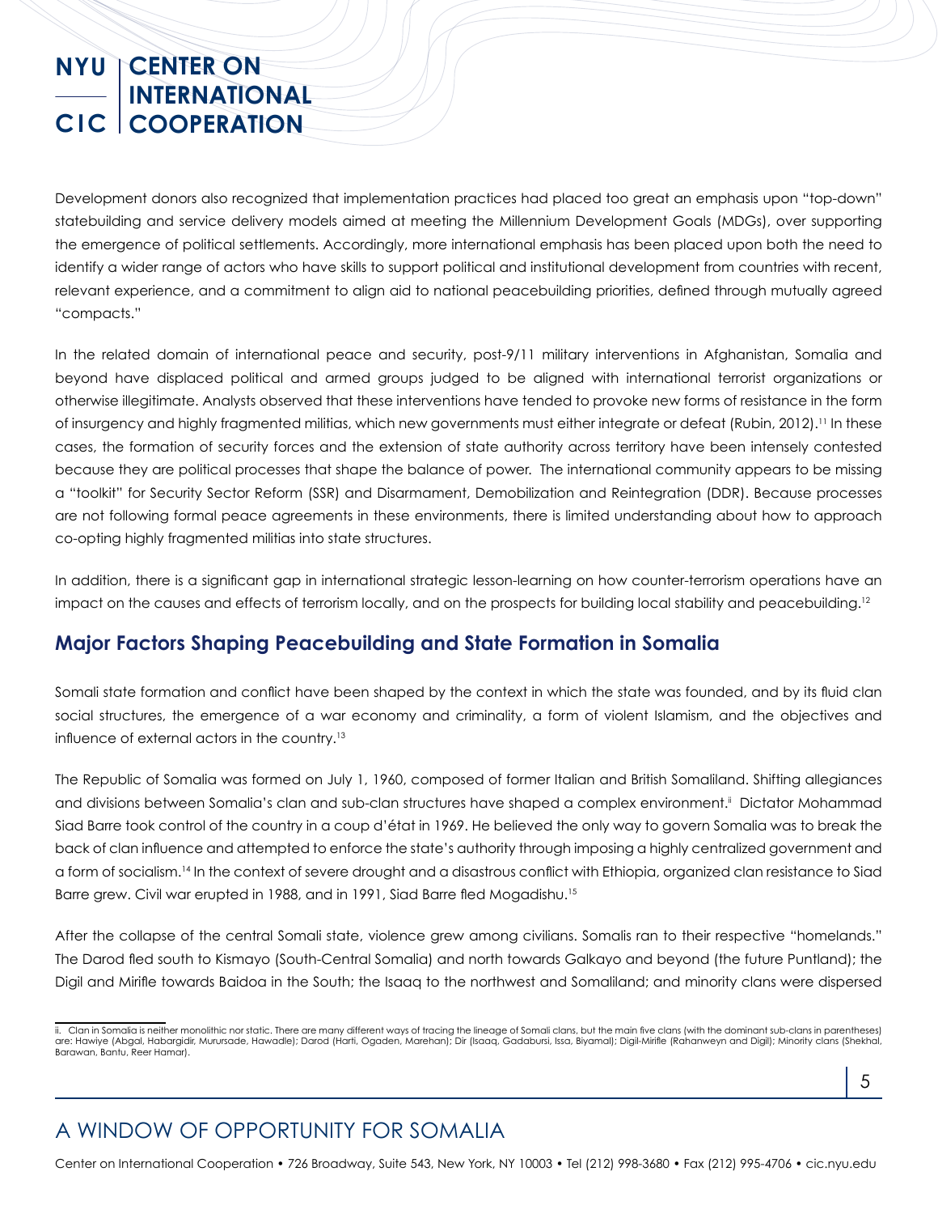Development donors also recognized that implementation practices had placed too great an emphasis upon "top-down" statebuilding and service delivery models aimed at meeting the Millennium Development Goals (MDGs), over supporting the emergence of political settlements. Accordingly, more international emphasis has been placed upon both the need to identify a wider range of actors who have skills to support political and institutional development from countries with recent, relevant experience, and a commitment to align aid to national peacebuilding priorities, defined through mutually agreed "compacts."

In the related domain of international peace and security, post-9/11 military interventions in Afghanistan, Somalia and beyond have displaced political and armed groups judged to be aligned with international terrorist organizations or otherwise illegitimate. Analysts observed that these interventions have tended to provoke new forms of resistance in the form of insurgency and highly fragmented militias, which new governments must either integrate or defeat (Rubin, 2012).[11] In these cases, the formation of security forces and the extension of state authority across territory have been intensely contested because they are political processes that shape the balance of power. The international community appears to be missing a "toolkit" for Security Sector Reform (SSR) and Disarmament, Demobilization and Reintegration (DDR). Because processes are not following formal peace agreements in these environments, there is limited understanding about how to approach co-opting highly fragmented militias into state structures.

In addition, there is a significant gap in international strategic lesson-learning on how counter-terrorism operations have an impact on the causes and effects of terrorism locally, and on the prospects for building local stability and peacebuilding.[12]

## Major Factors Shaping Peacebuilding and State Formation in Somalia

Somali state formation and conflict have been shaped by the context in which the state was founded, and by its fluid clan social structures, the emergence of a war economy and criminality, a form of violent Islamism, and the objectives and influence of external actors in the country.[13]

The Republic of Somalia was formed on July 1, 1960, composed of former Italian and British Somaliland. Shifting allegiances and divisions between Somalia's clan and sub-clan structures have shaped a complex environment.[ii] Dictator Mohammad Siad Barre took control of the country in a coup d'état in 1969. He believed the only way to govern Somalia was to break the back of clan influence and attempted to enforce the state's authority through imposing a highly centralized government and a form of socialism.[14] In the context of severe drought and a disastrous conflict with Ethiopia, organized clan resistance to Siad Barre grew. Civil war erupted in 1988, and in 1991, Siad Barre fled Mogadishu.[15]

After the collapse of the central Somali state, violence grew among civilians. Somalis ran to their respective "homelands." The Darod fled south to Kismayo (South-Central Somalia) and north towards Galkayo and beyond (the future Puntland); the Digil and Mirifle towards Baidoa in the South; the Isaaq to the northwest and Somaliland; and minority clans were dispersed

---

ii. Clan in Somalia is neither monolithic nor static. There are many different ways of tracing the lineage of Somali clans, but the main five clans (with the dominant sub-clans in parentheses) are: Hawiye (Abgal, Habargidir, Murursade, Hawadle); Darod (Harti, Ogaden, Marehan); Dir (Isaaq, Gadabursi, Issa, Biyamal); Digil-Mirifle (Rahanweyn and Digil); Minority clans (Shekhal, Barawan, Bantu, Reer Hamar).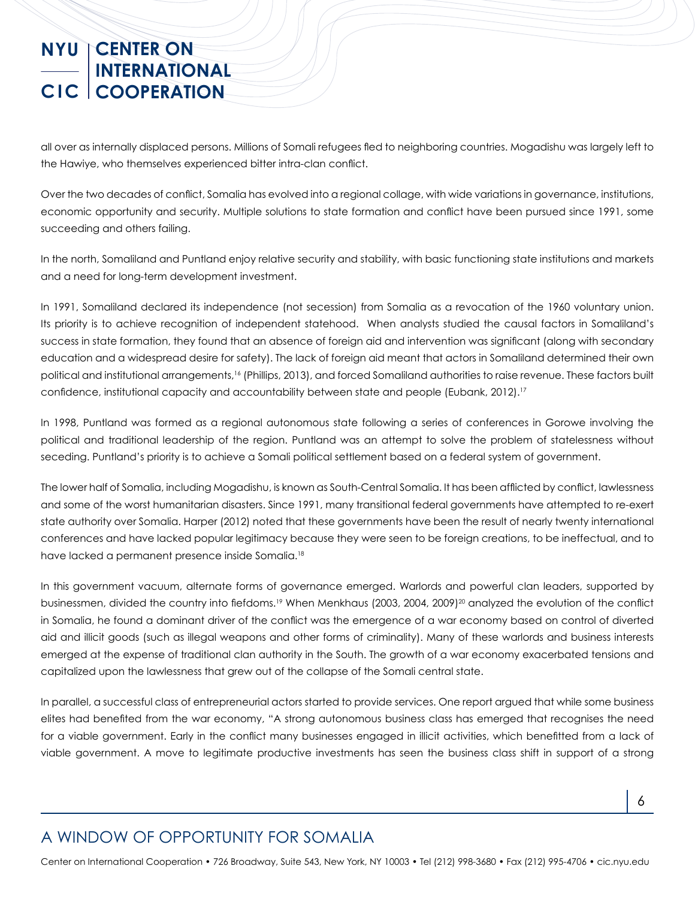all over as internally displaced persons. Millions of Somali refugees fled to neighboring countries. Mogadishu was largely left to the Hawiye, who themselves experienced bitter intra-clan conflict.

Over the two decades of conflict, Somalia has evolved into a regional collage, with wide variations in governance, institutions, economic opportunity and security. Multiple solutions to state formation and conflict have been pursued since 1991, some succeeding and others failing.

In the north, Somaliland and Puntland enjoy relative security and stability, with basic functioning state institutions and markets and a need for long-term development investment.

In 1991, Somaliland declared its independence (not secession) from Somalia as a revocation of the 1960 voluntary union. Its priority is to achieve recognition of independent statehood. When analysts studied the causal factors in Somaliland's success in state formation, they found that an absence of foreign aid and intervention was significant (along with secondary education and a widespread desire for safety). The lack of foreign aid meant that actors in Somaliland determined their own political and institutional arrangements,[16] (Phillips, 2013), and forced Somaliland authorities to raise revenue. These factors built confidence, institutional capacity and accountability between state and people (Eubank, 2012).[17]

In 1998, Puntland was formed as a regional autonomous state following a series of conferences in Gorowe involving the political and traditional leadership of the region. Puntland was an attempt to solve the problem of statelessness without seceding. Puntland's priority is to achieve a Somali political settlement based on a federal system of government.

The lower half of Somalia, including Mogadishu, is known as South-Central Somalia. It has been afflicted by conflict, lawlessness and some of the worst humanitarian disasters. Since 1991, many transitional federal governments have attempted to re-exert state authority over Somalia. Harper (2012) noted that these governments have been the result of nearly twenty international conferences and have lacked popular legitimacy because they were seen to be foreign creations, to be ineffectual, and to have lacked a permanent presence inside Somalia.[18]

In this government vacuum, alternate forms of governance emerged. Warlords and powerful clan leaders, supported by businessmen, divided the country into fiefdoms.[19] When Menkhaus (2003, 2004, 2009)[20] analyzed the evolution of the conflict in Somalia, he found a dominant driver of the conflict was the emergence of a war economy based on control of diverted aid and illicit goods (such as illegal weapons and other forms of criminality). Many of these warlords and business interests emerged at the expense of traditional clan authority in the South. The growth of a war economy exacerbated tensions and capitalized upon the lawlessness that grew out of the collapse of the Somali central state.

In parallel, a successful class of entrepreneurial actors started to provide services. One report argued that while some business elites had benefited from the war economy, "A strong autonomous business class has emerged that recognises the need for a viable government. Early in the conflict many businesses engaged in illicit activities, which benefitted from a lack of viable government. A move to legitimate productive investments has seen the business class shift in support of a strong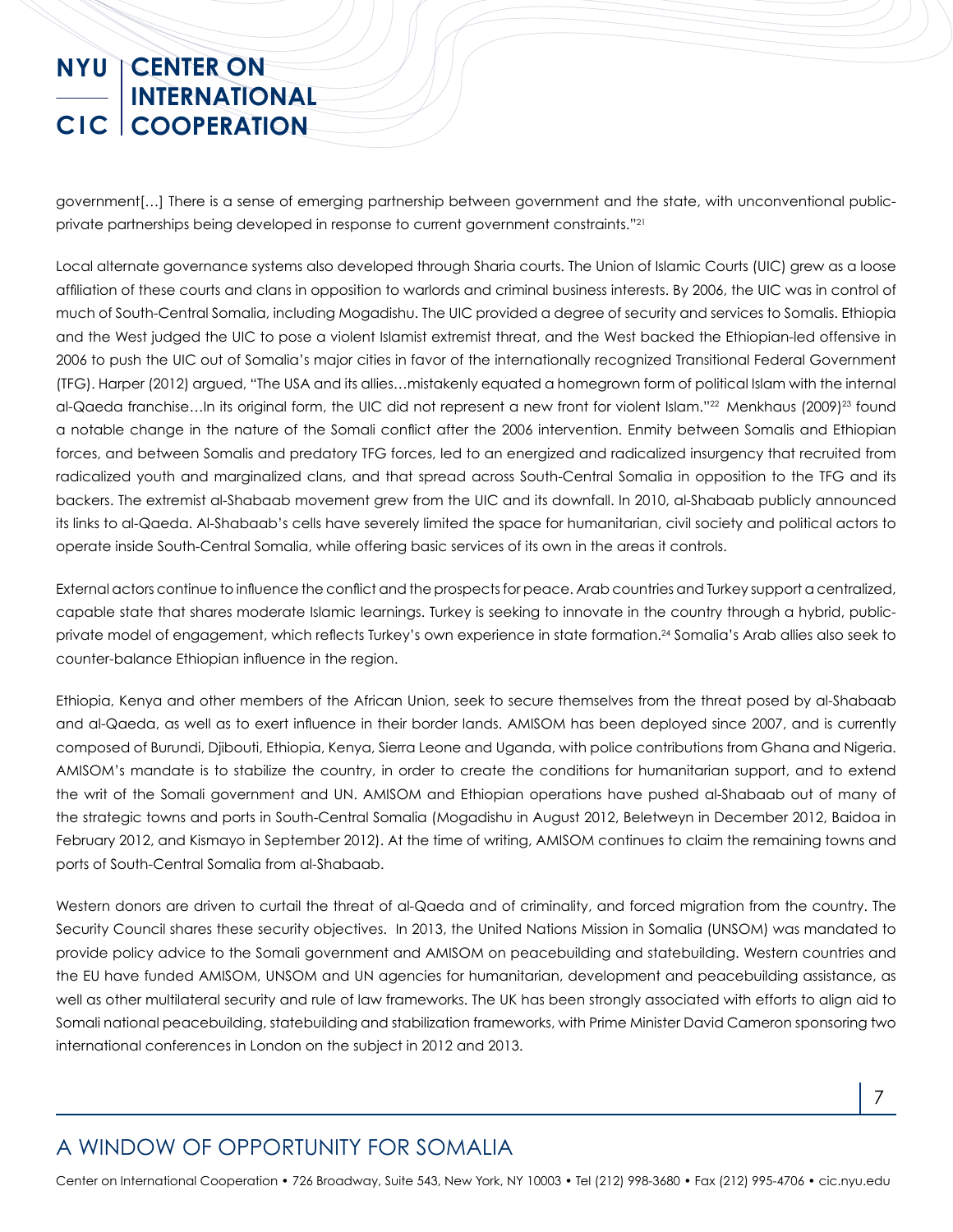government[…] There is a sense of emerging partnership between government and the state, with unconventional public-private partnerships being developed in response to current government constraints."[21]

Local alternate governance systems also developed through Sharia courts. The Union of Islamic Courts (UIC) grew as a loose affiliation of these courts and clans in opposition to warlords and criminal business interests. By 2006, the UIC was in control of much of South-Central Somalia, including Mogadishu. The UIC provided a degree of security and services to Somalis. Ethiopia and the West judged the UIC to pose a violent Islamist extremist threat, and the West backed the Ethiopian-led offensive in 2006 to push the UIC out of Somalia's major cities in favor of the internationally recognized Transitional Federal Government (TFG). Harper (2012) argued, "The USA and its allies…mistakenly equated a homegrown form of political Islam with the internal al-Qaeda franchise…In its original form, the UIC did not represent a new front for violent Islam."[22] Menkhaus (2009)[23] found a notable change in the nature of the Somali conflict after the 2006 intervention. Enmity between Somalis and Ethiopian forces, and between Somalis and predatory TFG forces, led to an energized and radicalized insurgency that recruited from radicalized youth and marginalized clans, and that spread across South-Central Somalia in opposition to the TFG and its backers. The extremist al-Shabaab movement grew from the UIC and its downfall. In 2010, al-Shabaab publicly announced its links to al-Qaeda. Al-Shabaab's cells have severely limited the space for humanitarian, civil society and political actors to operate inside South-Central Somalia, while offering basic services of its own in the areas it controls.

External actors continue to influence the conflict and the prospects for peace. Arab countries and Turkey support a centralized, capable state that shares moderate Islamic learnings. Turkey is seeking to innovate in the country through a hybrid, public-private model of engagement, which reflects Turkey's own experience in state formation.[24] Somalia's Arab allies also seek to counter-balance Ethiopian influence in the region.

Ethiopia, Kenya and other members of the African Union, seek to secure themselves from the threat posed by al-Shabaab and al-Qaeda, as well as to exert influence in their border lands. AMISOM has been deployed since 2007, and is currently composed of Burundi, Djibouti, Ethiopia, Kenya, Sierra Leone and Uganda, with police contributions from Ghana and Nigeria. AMISOM's mandate is to stabilize the country, in order to create the conditions for humanitarian support, and to extend the writ of the Somali government and UN. AMISOM and Ethiopian operations have pushed al-Shabaab out of many of the strategic towns and ports in South-Central Somalia (Mogadishu in August 2012, Beletweyn in December 2012, Baidoa in February 2012, and Kismayo in September 2012). At the time of writing, AMISOM continues to claim the remaining towns and ports of South-Central Somalia from al-Shabaab.

Western donors are driven to curtail the threat of al-Qaeda and of criminality, and forced migration from the country. The Security Council shares these security objectives. In 2013, the United Nations Mission in Somalia (UNSOM) was mandated to provide policy advice to the Somali government and AMISOM on peacebuilding and statebuilding. Western countries and the EU have funded AMISOM, UNSOM and UN agencies for humanitarian, development and peacebuilding assistance, as well as other multilateral security and rule of law frameworks. The UK has been strongly associated with efforts to align aid to Somali national peacebuilding, statebuilding and stabilization frameworks, with Prime Minister David Cameron sponsoring two international conferences in London on the subject in 2012 and 2013.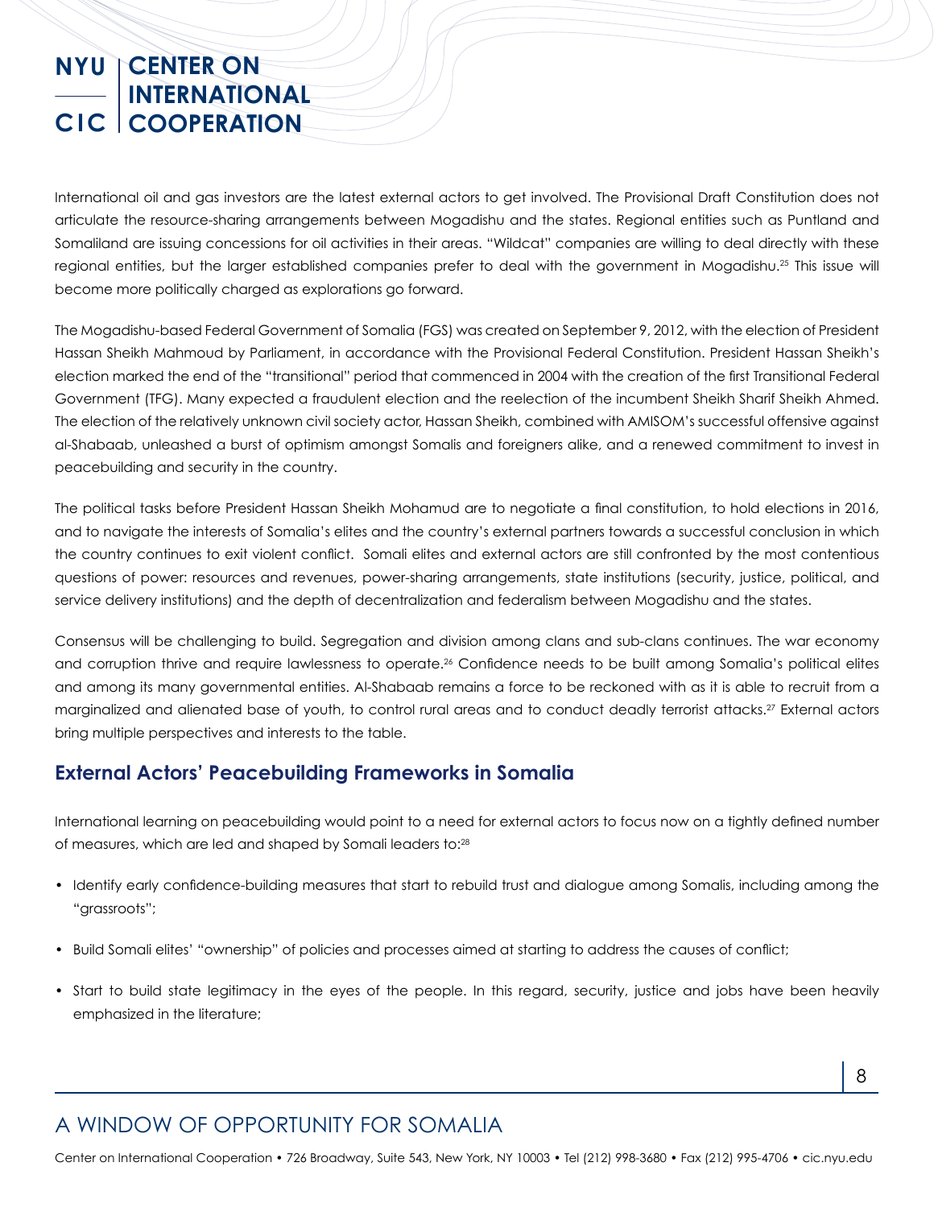International oil and gas investors are the latest external actors to get involved. The Provisional Draft Constitution does not articulate the resource-sharing arrangements between Mogadishu and the states. Regional entities such as Puntland and Somaliland are issuing concessions for oil activities in their areas. "Wildcat" companies are willing to deal directly with these regional entities, but the larger established companies prefer to deal with the government in Mogadishu.[25] This issue will become more politically charged as explorations go forward.

The Mogadishu-based Federal Government of Somalia (FGS) was created on September 9, 2012, with the election of President Hassan Sheikh Mahmoud by Parliament, in accordance with the Provisional Federal Constitution. President Hassan Sheikh's election marked the end of the "transitional" period that commenced in 2004 with the creation of the first Transitional Federal Government (TFG). Many expected a fraudulent election and the reelection of the incumbent Sheikh Sharif Sheikh Ahmed. The election of the relatively unknown civil society actor, Hassan Sheikh, combined with AMISOM's successful offensive against al-Shabaab, unleashed a burst of optimism amongst Somalis and foreigners alike, and a renewed commitment to invest in peacebuilding and security in the country.

The political tasks before President Hassan Sheikh Mohamud are to negotiate a final constitution, to hold elections in 2016, and to navigate the interests of Somalia's elites and the country's external partners towards a successful conclusion in which the country continues to exit violent conflict. Somali elites and external actors are still confronted by the most contentious questions of power: resources and revenues, power-sharing arrangements, state institutions (security, justice, political, and service delivery institutions) and the depth of decentralization and federalism between Mogadishu and the states.

Consensus will be challenging to build. Segregation and division among clans and sub-clans continues. The war economy and corruption thrive and require lawlessness to operate.[26] Confidence needs to be built among Somalia's political elites and among its many governmental entities. Al-Shabaab remains a force to be reckoned with as it is able to recruit from a marginalized and alienated base of youth, to control rural areas and to conduct deadly terrorist attacks.[27] External actors bring multiple perspectives and interests to the table.

## External Actors' Peacebuilding Frameworks in Somalia

International learning on peacebuilding would point to a need for external actors to focus now on a tightly defined number of measures, which are led and shaped by Somali leaders to:[28]

- Identify early confidence-building measures that start to rebuild trust and dialogue among Somalis, including among the "grassroots";
- Build Somali elites' "ownership" of policies and processes aimed at starting to address the causes of conflict;
- Start to build state legitimacy in the eyes of the people. In this regard, security, justice and jobs have been heavily emphasized in the literature;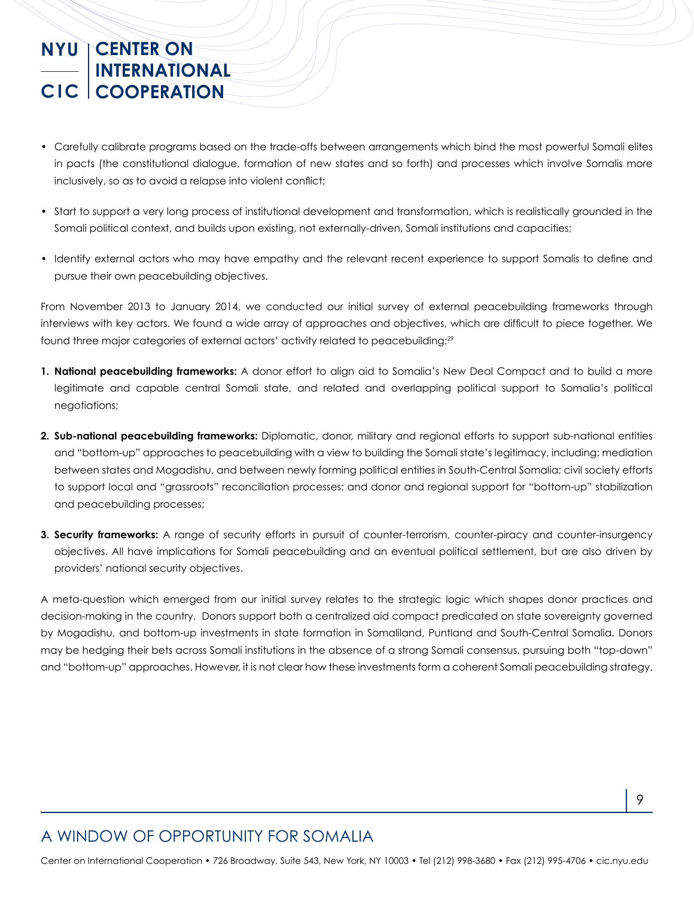- Carefully calibrate programs based on the trade-offs between arrangements which bind the most powerful Somali elites in pacts (the constitutional dialogue, formation of new states and so forth) and processes which involve Somalis more inclusively, so as to avoid a relapse into violent conflict;
- Start to support a very long process of institutional development and transformation, which is realistically grounded in the Somali political context, and builds upon existing, not externally-driven, Somali institutions and capacities;
- Identify external actors who may have empathy and the relevant recent experience to support Somalis to define and pursue their own peacebuilding objectives.

From November 2013 to January 2014, we conducted our initial survey of external peacebuilding frameworks through interviews with key actors. We found a wide array of approaches and objectives, which are difficult to piece together. We found three major categories of external actors' activity related to peacebuilding:[29]

1. **National peacebuilding frameworks:** A donor effort to align aid to Somalia's New Deal Compact and to build a more legitimate and capable central Somali state, and related and overlapping political support to Somalia's political negotiations;
2. **Sub-national peacebuilding frameworks:** Diplomatic, donor, military and regional efforts to support sub-national entities and "bottom-up" approaches to peacebuilding with a view to building the Somali state's legitimacy, including: mediation between states and Mogadishu, and between newly forming political entities in South-Central Somalia; civil society efforts to support local and "grassroots" reconciliation processes; and donor and regional support for "bottom-up" stabilization and peacebuilding processes;
3. **Security frameworks:** A range of security efforts in pursuit of counter-terrorism, counter-piracy and counter-insurgency objectives. All have implications for Somali peacebuilding and an eventual political settlement, but are also driven by providers' national security objectives.

A meta-question which emerged from our initial survey relates to the strategic logic which shapes donor practices and decision-making in the country. Donors support both a centralized aid compact predicated on state sovereignty governed by Mogadishu, and bottom-up investments in state formation in Somaliland, Puntland and South-Central Somalia. Donors may be hedging their bets across Somali institutions in the absence of a strong Somali consensus, pursuing both "top-down" and "bottom-up" approaches. However, it is not clear how these investments form a coherent Somali peacebuilding strategy.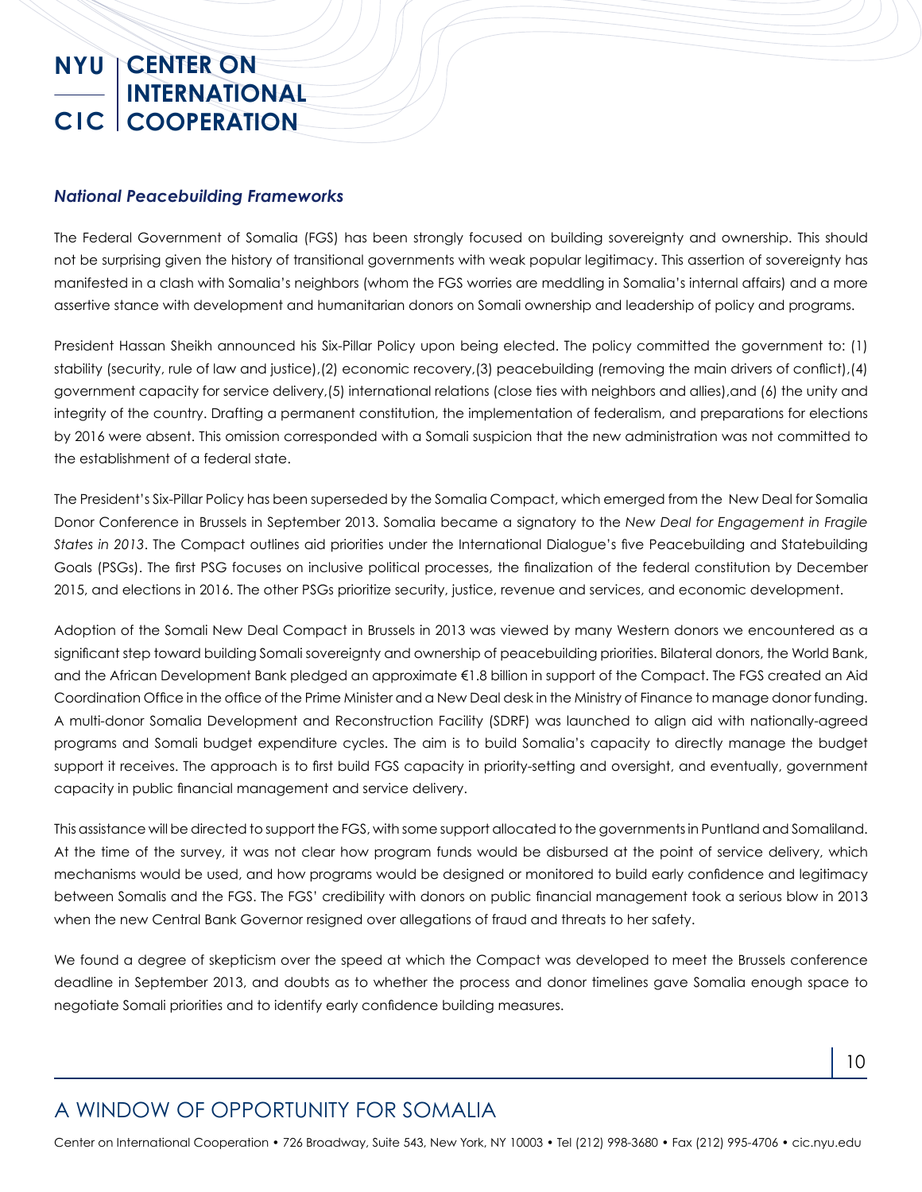### *National Peacebuilding Frameworks*

The Federal Government of Somalia (FGS) has been strongly focused on building sovereignty and ownership. This should not be surprising given the history of transitional governments with weak popular legitimacy. This assertion of sovereignty has manifested in a clash with Somalia's neighbors (whom the FGS worries are meddling in Somalia's internal affairs) and a more assertive stance with development and humanitarian donors on Somali ownership and leadership of policy and programs.

President Hassan Sheikh announced his Six-Pillar Policy upon being elected. The policy committed the government to: (1) stability (security, rule of law and justice),(2) economic recovery,(3) peacebuilding (removing the main drivers of conflict),(4) government capacity for service delivery,(5) international relations (close ties with neighbors and allies),and (6) the unity and integrity of the country. Drafting a permanent constitution, the implementation of federalism, and preparations for elections by 2016 were absent. This omission corresponded with a Somali suspicion that the new administration was not committed to the establishment of a federal state.

The President's Six-Pillar Policy has been superseded by the Somalia Compact, which emerged from the New Deal for Somalia Donor Conference in Brussels in September 2013. Somalia became a signatory to the *New Deal for Engagement in Fragile States in 2013*. The Compact outlines aid priorities under the International Dialogue's five Peacebuilding and Statebuilding Goals (PSGs). The first PSG focuses on inclusive political processes, the finalization of the federal constitution by December 2015, and elections in 2016. The other PSGs prioritize security, justice, revenue and services, and economic development.

Adoption of the Somali New Deal Compact in Brussels in 2013 was viewed by many Western donors we encountered as a significant step toward building Somali sovereignty and ownership of peacebuilding priorities. Bilateral donors, the World Bank, and the African Development Bank pledged an approximate €1.8 billion in support of the Compact. The FGS created an Aid Coordination Office in the office of the Prime Minister and a New Deal desk in the Ministry of Finance to manage donor funding. A multi-donor Somalia Development and Reconstruction Facility (SDRF) was launched to align aid with nationally-agreed programs and Somali budget expenditure cycles. The aim is to build Somalia's capacity to directly manage the budget support it receives. The approach is to first build FGS capacity in priority-setting and oversight, and eventually, government capacity in public financial management and service delivery.

This assistance will be directed to support the FGS, with some support allocated to the governments in Puntland and Somaliland. At the time of the survey, it was not clear how program funds would be disbursed at the point of service delivery, which mechanisms would be used, and how programs would be designed or monitored to build early confidence and legitimacy between Somalis and the FGS. The FGS' credibility with donors on public financial management took a serious blow in 2013 when the new Central Bank Governor resigned over allegations of fraud and threats to her safety.

We found a degree of skepticism over the speed at which the Compact was developed to meet the Brussels conference deadline in September 2013, and doubts as to whether the process and donor timelines gave Somalia enough space to negotiate Somali priorities and to identify early confidence building measures.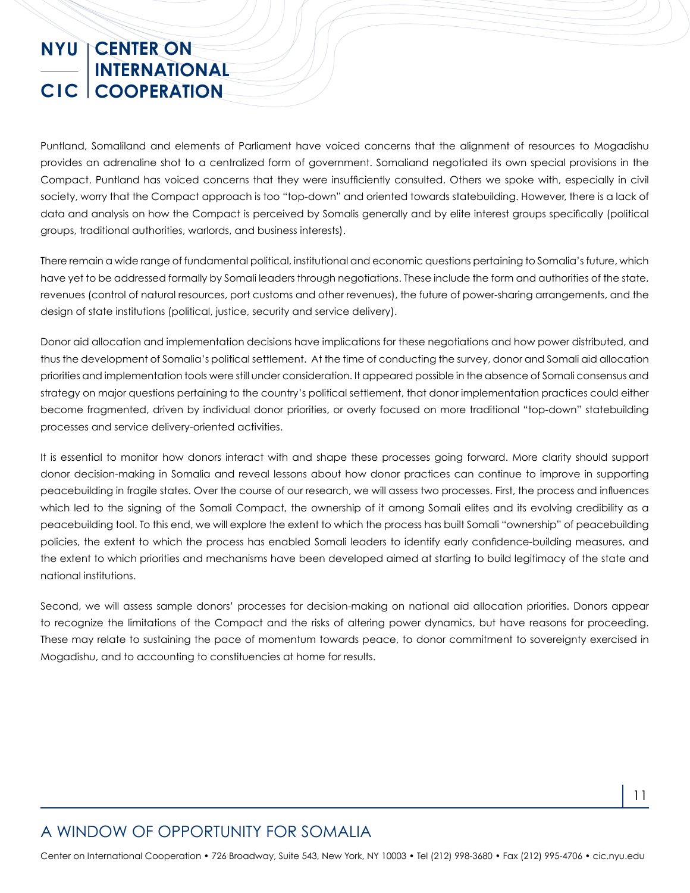Puntland, Somaliland and elements of Parliament have voiced concerns that the alignment of resources to Mogadishu provides an adrenaline shot to a centralized form of government. Somaliand negotiated its own special provisions in the Compact. Puntland has voiced concerns that they were insufficiently consulted. Others we spoke with, especially in civil society, worry that the Compact approach is too "top-down" and oriented towards statebuilding. However, there is a lack of data and analysis on how the Compact is perceived by Somalis generally and by elite interest groups specifically (political groups, traditional authorities, warlords, and business interests).

There remain a wide range of fundamental political, institutional and economic questions pertaining to Somalia's future, which have yet to be addressed formally by Somali leaders through negotiations. These include the form and authorities of the state, revenues (control of natural resources, port customs and other revenues), the future of power-sharing arrangements, and the design of state institutions (political, justice, security and service delivery).

Donor aid allocation and implementation decisions have implications for these negotiations and how power distributed, and thus the development of Somalia's political settlement. At the time of conducting the survey, donor and Somali aid allocation priorities and implementation tools were still under consideration. It appeared possible in the absence of Somali consensus and strategy on major questions pertaining to the country's political settlement, that donor implementation practices could either become fragmented, driven by individual donor priorities, or overly focused on more traditional "top-down" statebuilding processes and service delivery-oriented activities.

It is essential to monitor how donors interact with and shape these processes going forward. More clarity should support donor decision-making in Somalia and reveal lessons about how donor practices can continue to improve in supporting peacebuilding in fragile states. Over the course of our research, we will assess two processes. First, the process and influences which led to the signing of the Somali Compact, the ownership of it among Somali elites and its evolving credibility as a peacebuilding tool. To this end, we will explore the extent to which the process has built Somali "ownership" of peacebuilding policies, the extent to which the process has enabled Somali leaders to identify early confidence-building measures, and the extent to which priorities and mechanisms have been developed aimed at starting to build legitimacy of the state and national institutions.

Second, we will assess sample donors' processes for decision-making on national aid allocation priorities. Donors appear to recognize the limitations of the Compact and the risks of altering power dynamics, but have reasons for proceeding. These may relate to sustaining the pace of momentum towards peace, to donor commitment to sovereignty exercised in Mogadishu, and to accounting to constituencies at home for results.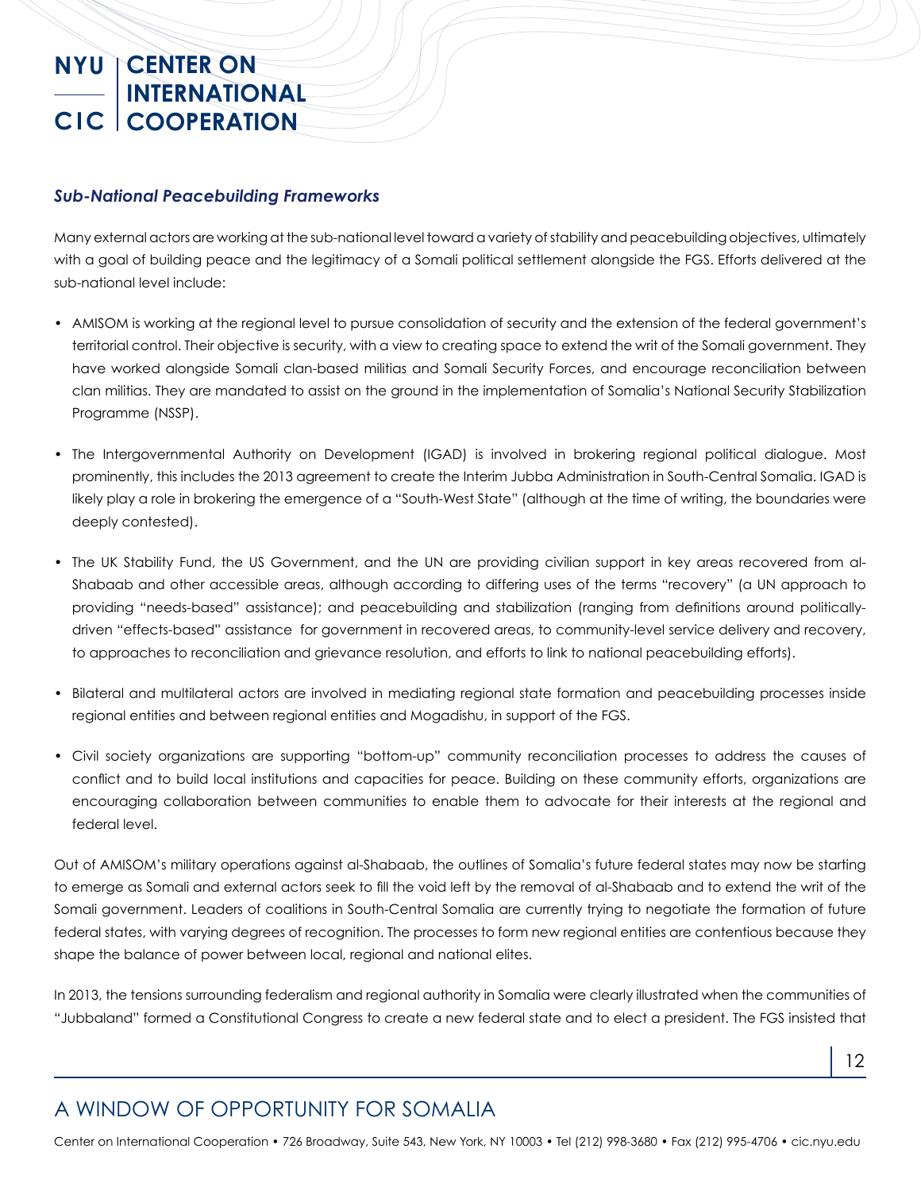### *Sub-National Peacebuilding Frameworks*

Many external actors are working at the sub-national level toward a variety of stability and peacebuilding objectives, ultimately with a goal of building peace and the legitimacy of a Somali political settlement alongside the FGS. Efforts delivered at the sub-national level include:

- AMISOM is working at the regional level to pursue consolidation of security and the extension of the federal government's territorial control. Their objective is security, with a view to creating space to extend the writ of the Somali government. They have worked alongside Somali clan-based militias and Somali Security Forces, and encourage reconciliation between clan militias. They are mandated to assist on the ground in the implementation of Somalia's National Security Stabilization Programme (NSSP).

- The Intergovernmental Authority on Development (IGAD) is involved in brokering regional political dialogue. Most prominently, this includes the 2013 agreement to create the Interim Jubba Administration in South-Central Somalia. IGAD is likely play a role in brokering the emergence of a "South-West State" (although at the time of writing, the boundaries were deeply contested).

- The UK Stability Fund, the US Government, and the UN are providing civilian support in key areas recovered from al-Shabaab and other accessible areas, although according to differing uses of the terms "recovery" (a UN approach to providing "needs-based" assistance); and peacebuilding and stabilization (ranging from definitions around politically-driven "effects-based" assistance for government in recovered areas, to community-level service delivery and recovery, to approaches to reconciliation and grievance resolution, and efforts to link to national peacebuilding efforts).

- Bilateral and multilateral actors are involved in mediating regional state formation and peacebuilding processes inside regional entities and between regional entities and Mogadishu, in support of the FGS.

- Civil society organizations are supporting "bottom-up" community reconciliation processes to address the causes of conflict and to build local institutions and capacities for peace. Building on these community efforts, organizations are encouraging collaboration between communities to enable them to advocate for their interests at the regional and federal level.

Out of AMISOM's military operations against al-Shabaab, the outlines of Somalia's future federal states may now be starting to emerge as Somali and external actors seek to fill the void left by the removal of al-Shabaab and to extend the writ of the Somali government. Leaders of coalitions in South-Central Somalia are currently trying to negotiate the formation of future federal states, with varying degrees of recognition. The processes to form new regional entities are contentious because they shape the balance of power between local, regional and national elites.

In 2013, the tensions surrounding federalism and regional authority in Somalia were clearly illustrated when the communities of "Jubbaland" formed a Constitutional Congress to create a new federal state and to elect a president. The FGS insisted that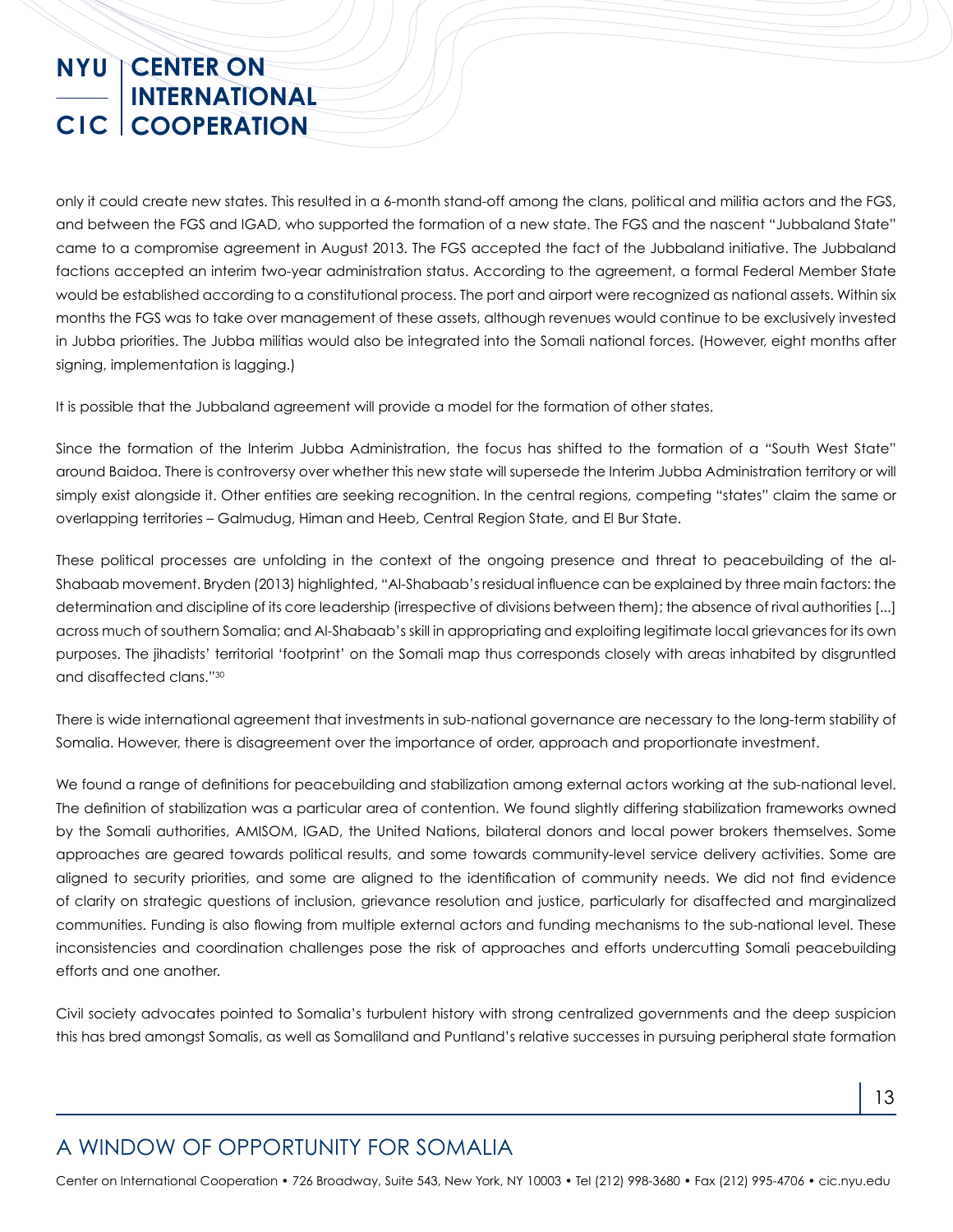only it could create new states. This resulted in a 6-month stand-off among the clans, political and militia actors and the FGS, and between the FGS and IGAD, who supported the formation of a new state. The FGS and the nascent "Jubbaland State" came to a compromise agreement in August 2013. The FGS accepted the fact of the Jubbaland initiative. The Jubbaland factions accepted an interim two-year administration status. According to the agreement, a formal Federal Member State would be established according to a constitutional process. The port and airport were recognized as national assets. Within six months the FGS was to take over management of these assets, although revenues would continue to be exclusively invested in Jubba priorities. The Jubba militias would also be integrated into the Somali national forces. (However, eight months after signing, implementation is lagging.)

It is possible that the Jubbaland agreement will provide a model for the formation of other states.

Since the formation of the Interim Jubba Administration, the focus has shifted to the formation of a "South West State" around Baidoa. There is controversy over whether this new state will supersede the Interim Jubba Administration territory or will simply exist alongside it. Other entities are seeking recognition. In the central regions, competing "states" claim the same or overlapping territories – Galmudug, Himan and Heeb, Central Region State, and El Bur State.

These political processes are unfolding in the context of the ongoing presence and threat to peacebuilding of the al-Shabaab movement. Bryden (2013) highlighted, "Al-Shabaab's residual influence can be explained by three main factors: the determination and discipline of its core leadership (irrespective of divisions between them); the absence of rival authorities [...] across much of southern Somalia; and Al-Shabaab's skill in appropriating and exploiting legitimate local grievances for its own purposes. The jihadists' territorial 'footprint' on the Somali map thus corresponds closely with areas inhabited by disgruntled and disaffected clans."[30]

There is wide international agreement that investments in sub-national governance are necessary to the long-term stability of Somalia. However, there is disagreement over the importance of order, approach and proportionate investment.

We found a range of definitions for peacebuilding and stabilization among external actors working at the sub-national level. The definition of stabilization was a particular area of contention. We found slightly differing stabilization frameworks owned by the Somali authorities, AMISOM, IGAD, the United Nations, bilateral donors and local power brokers themselves. Some approaches are geared towards political results, and some towards community-level service delivery activities. Some are aligned to security priorities, and some are aligned to the identification of community needs. We did not find evidence of clarity on strategic questions of inclusion, grievance resolution and justice, particularly for disaffected and marginalized communities. Funding is also flowing from multiple external actors and funding mechanisms to the sub-national level. These inconsistencies and coordination challenges pose the risk of approaches and efforts undercutting Somali peacebuilding efforts and one another.

Civil society advocates pointed to Somalia's turbulent history with strong centralized governments and the deep suspicion this has bred amongst Somalis, as well as Somaliland and Puntland's relative successes in pursuing peripheral state formation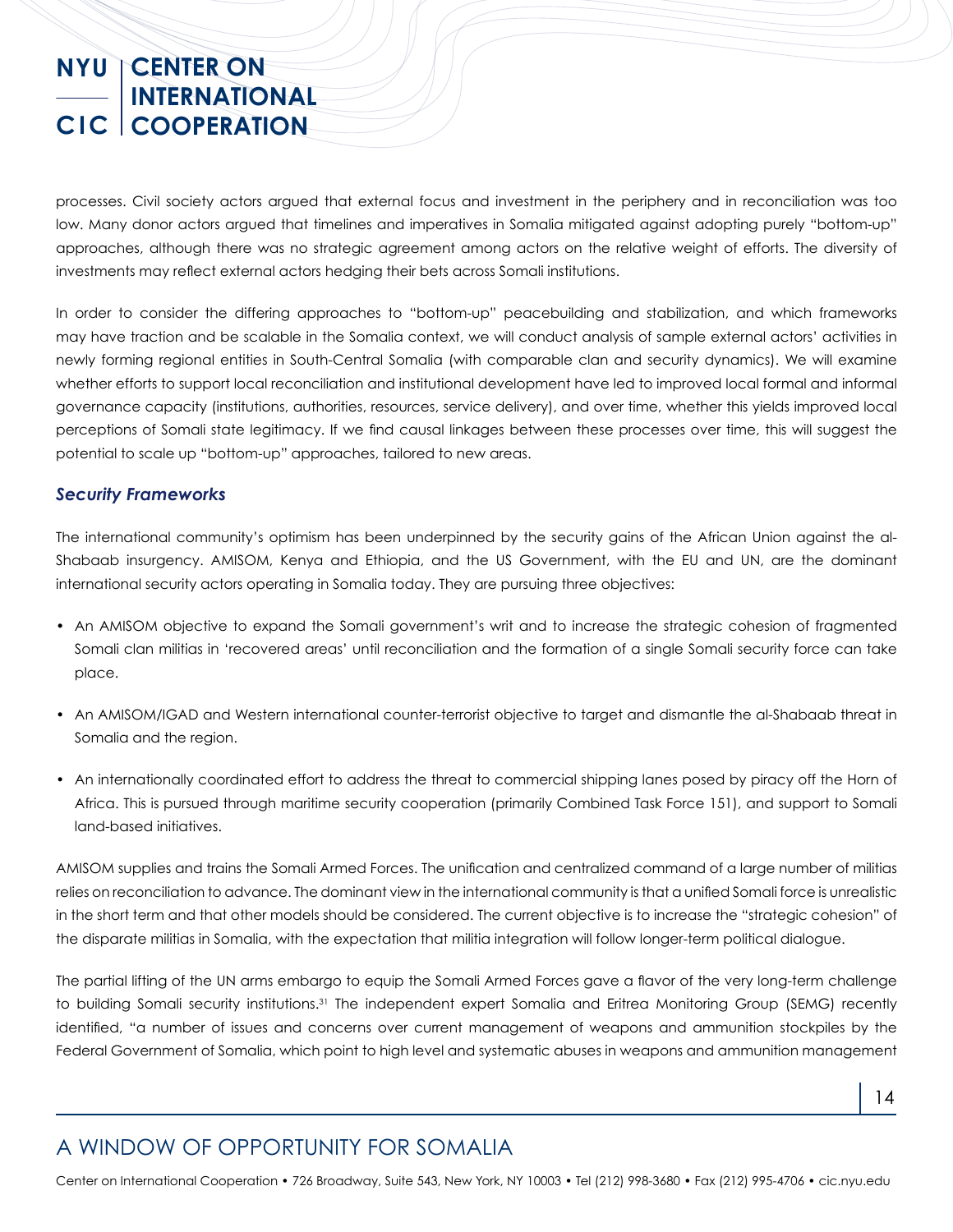processes. Civil society actors argued that external focus and investment in the periphery and in reconciliation was too low. Many donor actors argued that timelines and imperatives in Somalia mitigated against adopting purely "bottom-up" approaches, although there was no strategic agreement among actors on the relative weight of efforts. The diversity of investments may reflect external actors hedging their bets across Somali institutions.

In order to consider the differing approaches to "bottom-up" peacebuilding and stabilization, and which frameworks may have traction and be scalable in the Somalia context, we will conduct analysis of sample external actors' activities in newly forming regional entities in South-Central Somalia (with comparable clan and security dynamics). We will examine whether efforts to support local reconciliation and institutional development have led to improved local formal and informal governance capacity (institutions, authorities, resources, service delivery), and over time, whether this yields improved local perceptions of Somali state legitimacy. If we find causal linkages between these processes over time, this will suggest the potential to scale up "bottom-up" approaches, tailored to new areas.

### *Security Frameworks*

The international community's optimism has been underpinned by the security gains of the African Union against the al-Shabaab insurgency. AMISOM, Kenya and Ethiopia, and the US Government, with the EU and UN, are the dominant international security actors operating in Somalia today. They are pursuing three objectives:

- An AMISOM objective to expand the Somali government's writ and to increase the strategic cohesion of fragmented Somali clan militias in 'recovered areas' until reconciliation and the formation of a single Somali security force can take place.
- An AMISOM/IGAD and Western international counter-terrorist objective to target and dismantle the al-Shabaab threat in Somalia and the region.
- An internationally coordinated effort to address the threat to commercial shipping lanes posed by piracy off the Horn of Africa. This is pursued through maritime security cooperation (primarily Combined Task Force 151), and support to Somali land-based initiatives.

AMISOM supplies and trains the Somali Armed Forces. The unification and centralized command of a large number of militias relies on reconciliation to advance. The dominant view in the international community is that a unified Somali force is unrealistic in the short term and that other models should be considered. The current objective is to increase the "strategic cohesion" of the disparate militias in Somalia, with the expectation that militia integration will follow longer-term political dialogue.

The partial lifting of the UN arms embargo to equip the Somali Armed Forces gave a flavor of the very long-term challenge to building Somali security institutions.[31] The independent expert Somalia and Eritrea Monitoring Group (SEMG) recently identified, "a number of issues and concerns over current management of weapons and ammunition stockpiles by the Federal Government of Somalia, which point to high level and systematic abuses in weapons and ammunition management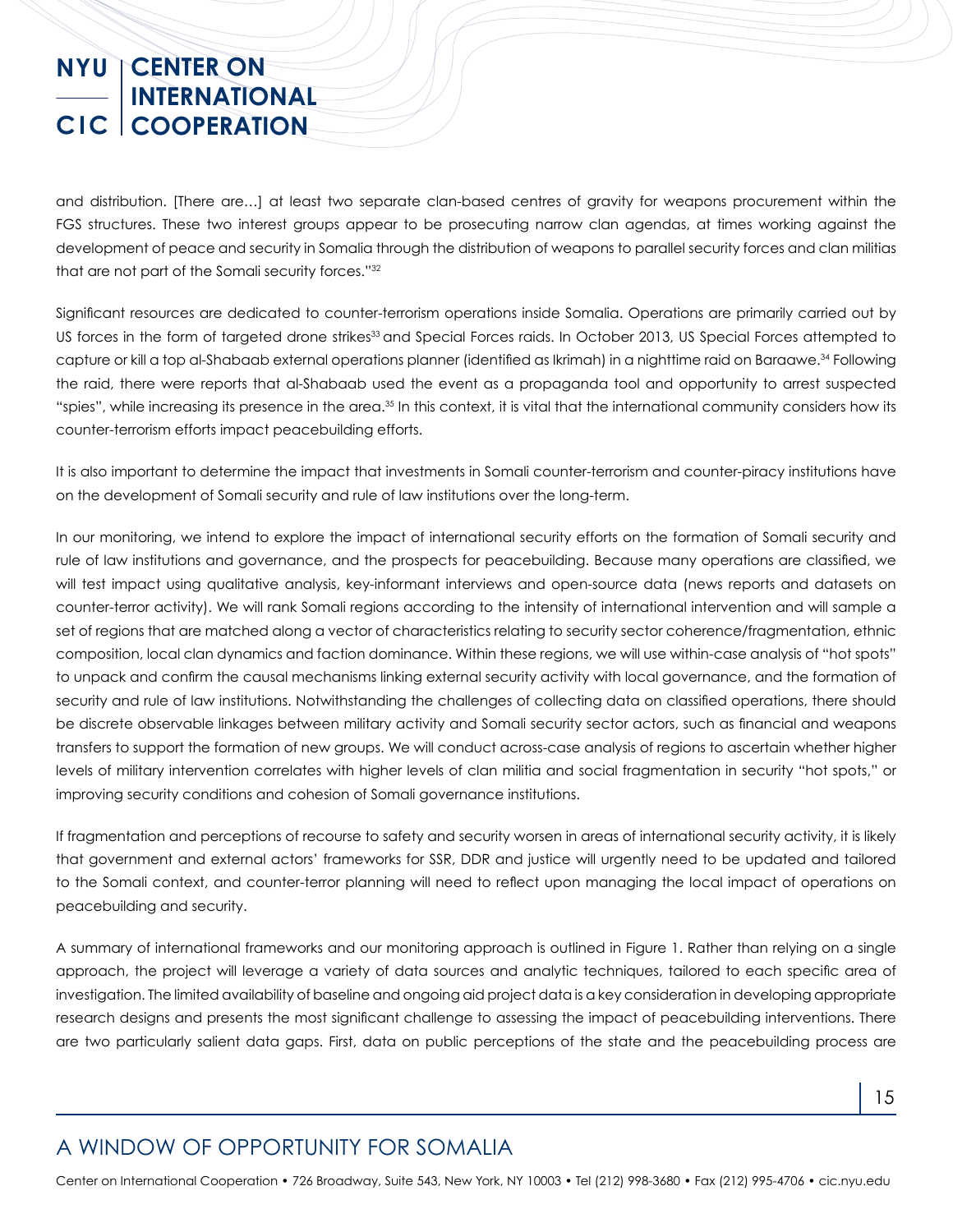and distribution. [There are…] at least two separate clan-based centres of gravity for weapons procurement within the FGS structures. These two interest groups appear to be prosecuting narrow clan agendas, at times working against the development of peace and security in Somalia through the distribution of weapons to parallel security forces and clan militias that are not part of the Somali security forces."[32]

Significant resources are dedicated to counter-terrorism operations inside Somalia. Operations are primarily carried out by US forces in the form of targeted drone strikes[33] and Special Forces raids. In October 2013, US Special Forces attempted to capture or kill a top al-Shabaab external operations planner (identified as Ikrimah) in a nighttime raid on Baraawe.[34] Following the raid, there were reports that al-Shabaab used the event as a propaganda tool and opportunity to arrest suspected "spies", while increasing its presence in the area.[35] In this context, it is vital that the international community considers how its counter-terrorism efforts impact peacebuilding efforts.

It is also important to determine the impact that investments in Somali counter-terrorism and counter-piracy institutions have on the development of Somali security and rule of law institutions over the long-term.

In our monitoring, we intend to explore the impact of international security efforts on the formation of Somali security and rule of law institutions and governance, and the prospects for peacebuilding. Because many operations are classified, we will test impact using qualitative analysis, key-informant interviews and open-source data (news reports and datasets on counter-terror activity). We will rank Somali regions according to the intensity of international intervention and will sample a set of regions that are matched along a vector of characteristics relating to security sector coherence/fragmentation, ethnic composition, local clan dynamics and faction dominance. Within these regions, we will use within-case analysis of "hot spots" to unpack and confirm the causal mechanisms linking external security activity with local governance, and the formation of security and rule of law institutions. Notwithstanding the challenges of collecting data on classified operations, there should be discrete observable linkages between military activity and Somali security sector actors, such as financial and weapons transfers to support the formation of new groups. We will conduct across-case analysis of regions to ascertain whether higher levels of military intervention correlates with higher levels of clan militia and social fragmentation in security "hot spots," or improving security conditions and cohesion of Somali governance institutions.

If fragmentation and perceptions of recourse to safety and security worsen in areas of international security activity, it is likely that government and external actors' frameworks for SSR, DDR and justice will urgently need to be updated and tailored to the Somali context, and counter-terror planning will need to reflect upon managing the local impact of operations on peacebuilding and security.

A summary of international frameworks and our monitoring approach is outlined in Figure 1. Rather than relying on a single approach, the project will leverage a variety of data sources and analytic techniques, tailored to each specific area of investigation. The limited availability of baseline and ongoing aid project data is a key consideration in developing appropriate research designs and presents the most significant challenge to assessing the impact of peacebuilding interventions. There are two particularly salient data gaps. First, data on public perceptions of the state and the peacebuilding process are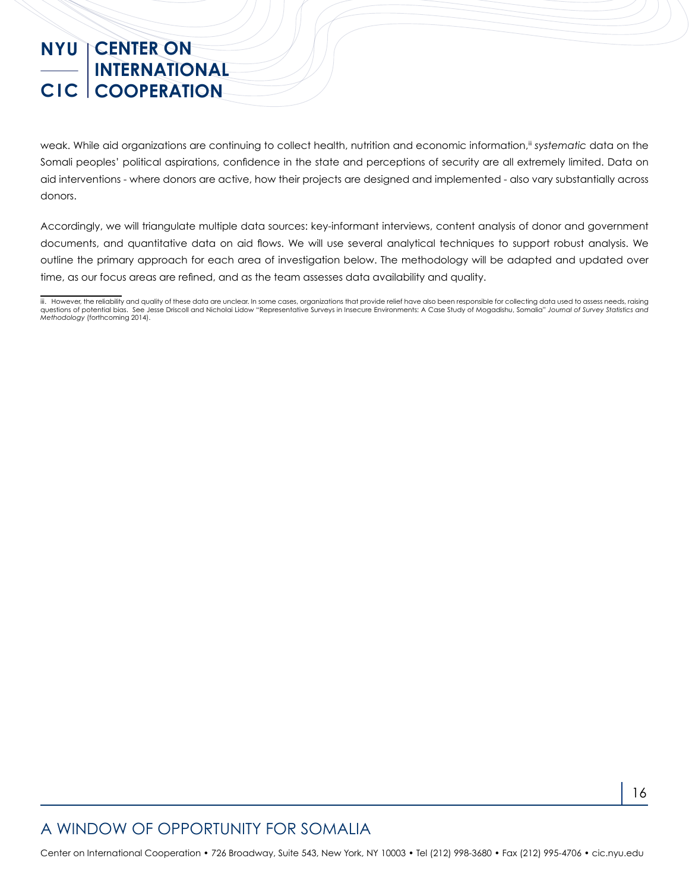weak. While aid organizations are continuing to collect health, nutrition and economic information,[iii] *systematic* data on the Somali peoples' political aspirations, confidence in the state and perceptions of security are all extremely limited. Data on aid interventions - where donors are active, how their projects are designed and implemented - also vary substantially across donors.

Accordingly, we will triangulate multiple data sources: key-informant interviews, content analysis of donor and government documents, and quantitative data on aid flows. We will use several analytical techniques to support robust analysis. We outline the primary approach for each area of investigation below. The methodology will be adapted and updated over time, as our focus areas are refined, and as the team assesses data availability and quality.

---

iii. However, the reliability and quality of these data are unclear. In some cases, organizations that provide relief have also been responsible for collecting data used to assess needs, raising questions of potential bias. See Jesse Driscoll and Nicholai Lidow "Representative Surveys in Insecure Environments: A Case Study of Mogadishu, Somalia" *Journal of Survey Statistics and Methodology* (forthcoming 2014).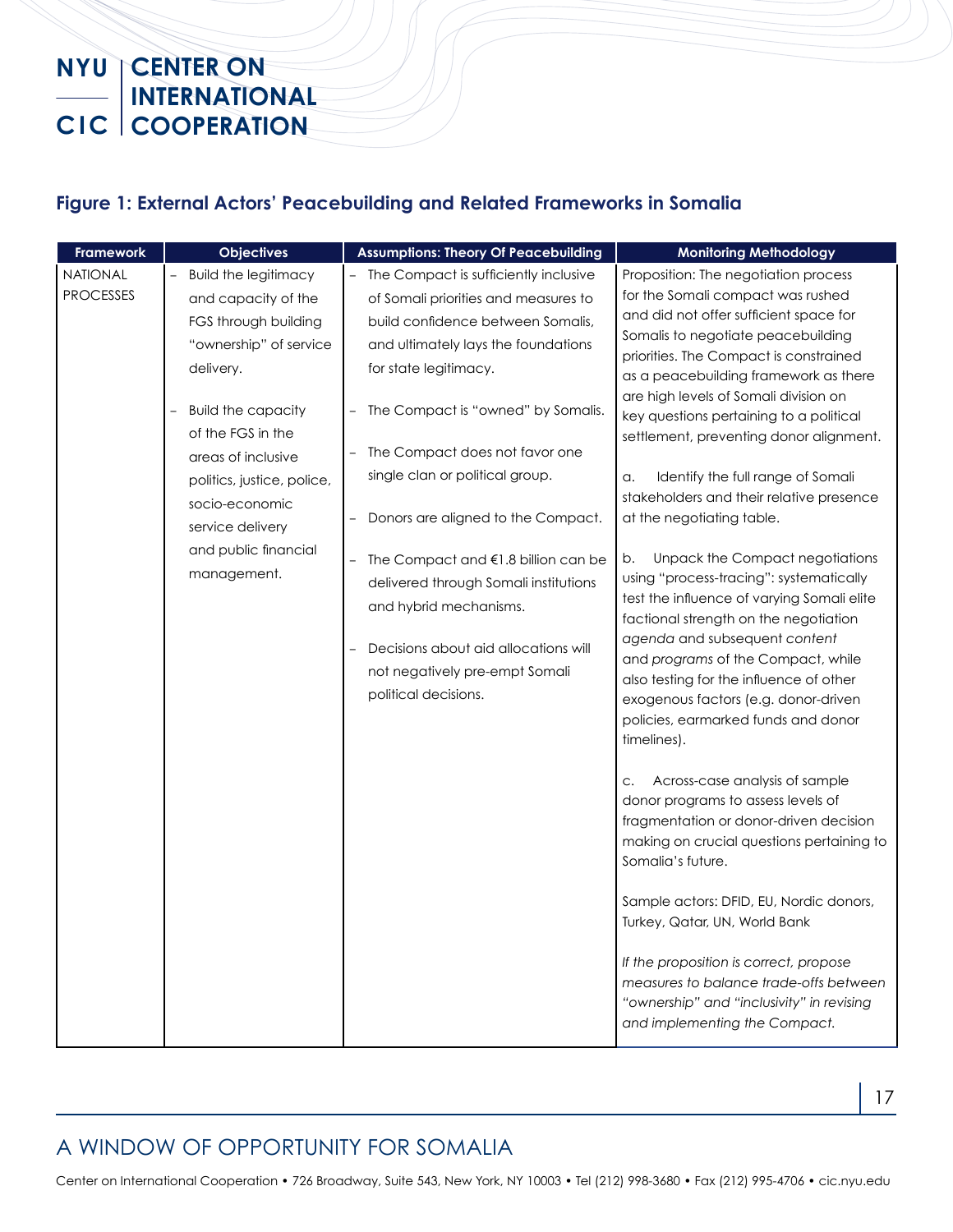## Figure 1: External Actors' Peacebuilding and Related Frameworks in Somalia

| Framework | Objectives | Assumptions: Theory Of Peacebuilding | Monitoring Methodology |
|---|---|---|---|
| NATIONAL PROCESSES | – Build the legitimacy and capacity of the FGS through building "ownership" of service delivery.<br><br>– Build the capacity of the FGS in the areas of inclusive politics, justice, police, socio-economic service delivery and public financial management. | – The Compact is sufficiently inclusive of Somali priorities and measures to build confidence between Somalis, and ultimately lays the foundations for state legitimacy.<br><br>– The Compact is "owned" by Somalis.<br><br>– The Compact does not favor one single clan or political group.<br><br>– Donors are aligned to the Compact.<br><br>– The Compact and €1.8 billion can be delivered through Somali institutions and hybrid mechanisms.<br><br>– Decisions about aid allocations will not negatively pre-empt Somali political decisions. | Proposition: The negotiation process for the Somali compact was rushed and did not offer sufficient space for Somalis to negotiate peacebuilding priorities. The Compact is constrained as a peacebuilding framework as there are high levels of Somali division on key questions pertaining to a political settlement, preventing donor alignment.<br><br>a. Identify the full range of Somali stakeholders and their relative presence at the negotiating table.<br><br>b. Unpack the Compact negotiations using "process-tracing": systematically test the influence of varying Somali elite factional strength on the negotiation *agenda* and subsequent *content* and *programs* of the Compact, while also testing for the influence of other exogenous factors (e.g. donor-driven policies, earmarked funds and donor timelines).<br><br>c. Across-case analysis of sample donor programs to assess levels of fragmentation or donor-driven decision making on crucial questions pertaining to Somalia's future.<br><br>Sample actors: DFID, EU, Nordic donors, Turkey, Qatar, UN, World Bank<br><br>*If the proposition is correct, propose measures to balance trade-offs between "ownership" and "inclusivity" in revising and implementing the Compact.* |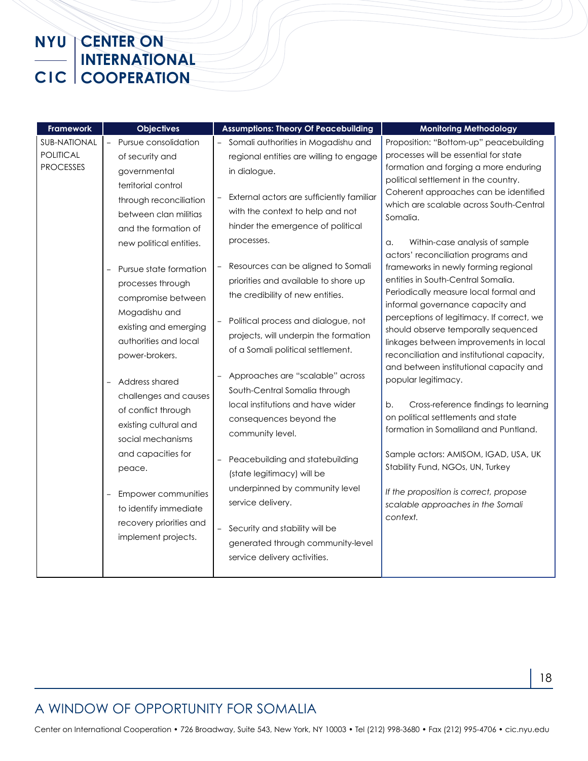| Framework | Objectives | Assumptions: Theory Of Peacebuilding | Monitoring Methodology |
|---|---|---|---|
| SUB-NATIONAL POLITICAL PROCESSES | – Pursue consolidation of security and governmental territorial control through reconciliation between clan militias and the formation of new political entities.<br><br>– Pursue state formation processes through compromise between Mogadishu and existing and emerging authorities and local power-brokers.<br><br>– Address shared challenges and causes of conflict through existing cultural and social mechanisms and capacities for peace.<br><br>– Empower communities to identify immediate recovery priorities and implement projects. | – Somali authorities in Mogadishu and regional entities are willing to engage in dialogue.<br><br>– External actors are sufficiently familiar with the context to help and not hinder the emergence of political processes.<br><br>– Resources can be aligned to Somali priorities and available to shore up the credibility of new entities.<br><br>– Political process and dialogue, not projects, will underpin the formation of a Somali political settlement.<br><br>– Approaches are "scalable" across South-Central Somalia through local institutions and have wider consequences beyond the community level.<br><br>– Peacebuilding and statebuilding (state legitimacy) will be underpinned by community level service delivery.<br><br>– Security and stability will be generated through community-level service delivery activities. | Proposition: "Bottom-up" peacebuilding processes will be essential for state formation and forging a more enduring political settlement in the country. Coherent approaches can be identified which are scalable across South-Central Somalia.<br><br>a. Within-case analysis of sample actors' reconciliation programs and frameworks in newly forming regional entities in South-Central Somalia. Periodically measure local formal and informal governance capacity and perceptions of legitimacy. If correct, we should observe temporally sequenced linkages between improvements in local reconciliation and institutional capacity, and between institutional capacity and popular legitimacy.<br><br>b. Cross-reference findings to learning on political settlements and state formation in Somaliland and Puntland.<br><br>Sample actors: AMISOM, IGAD, USA, UK Stability Fund, NGOs, UN, Turkey<br><br>*If the proposition is correct, propose scalable approaches in the Somali context.* |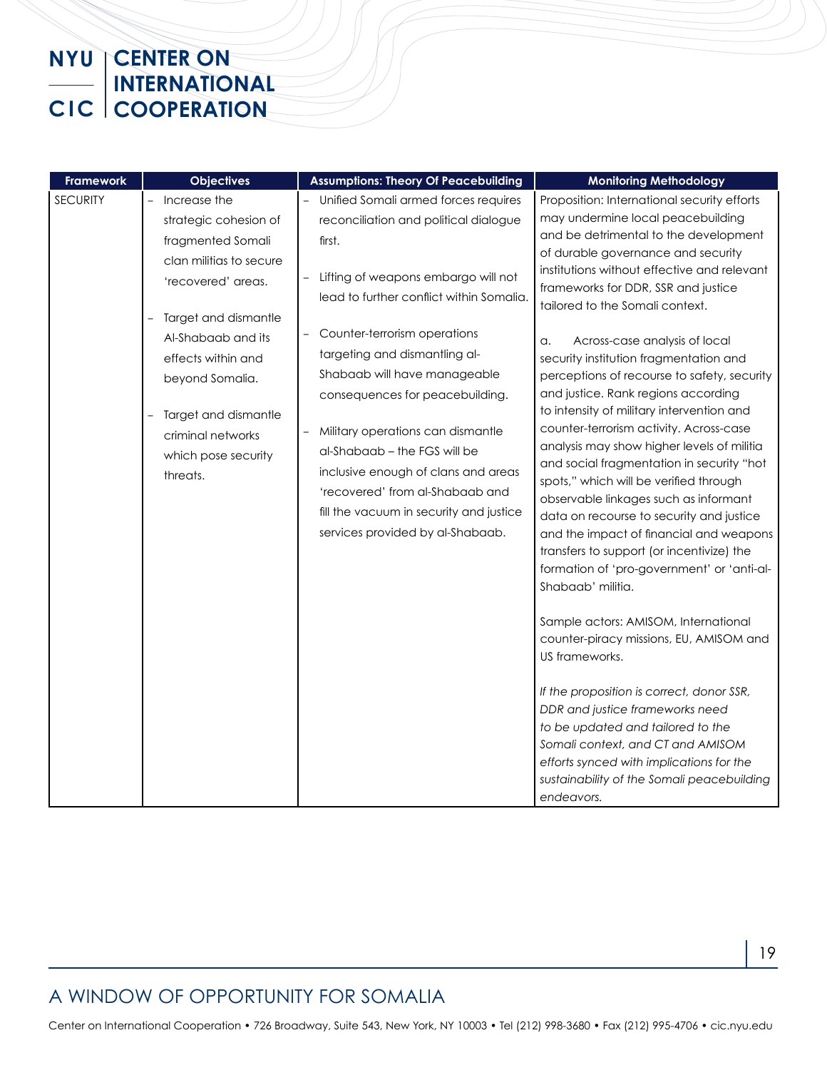| Framework | Objectives | Assumptions: Theory Of Peacebuilding | Monitoring Methodology |
|---|---|---|---|
| SECURITY | – Increase the strategic cohesion of fragmented Somali clan militias to secure 'recovered' areas.<br><br>– Target and dismantle Al-Shabaab and its effects within and beyond Somalia.<br><br>– Target and dismantle criminal networks which pose security threats. | – Unified Somali armed forces requires reconciliation and political dialogue first.<br><br>– Lifting of weapons embargo will not lead to further conflict within Somalia.<br><br>– Counter-terrorism operations targeting and dismantling al-Shabaab will have manageable consequences for peacebuilding.<br><br>– Military operations can dismantle al-Shabaab – the FGS will be inclusive enough of clans and areas 'recovered' from al-Shabaab and fill the vacuum in security and justice services provided by al-Shabaab. | Proposition: International security efforts may undermine local peacebuilding and be detrimental to the development of durable governance and security institutions without effective and relevant frameworks for DDR, SSR and justice tailored to the Somali context.<br><br>a. Across-case analysis of local security institution fragmentation and perceptions of recourse to safety, security and justice. Rank regions according to intensity of military intervention and counter-terrorism activity. Across-case analysis may show higher levels of militia and social fragmentation in security "hot spots," which will be verified through observable linkages such as informant data on recourse to security and justice and the impact of financial and weapons transfers to support (or incentivize) the formation of 'pro-government' or 'anti-al-Shabaab' militia.<br><br>Sample actors: AMISOM, International counter-piracy missions, EU, AMISOM and US frameworks.<br><br>*If the proposition is correct, donor SSR, DDR and justice frameworks need to be updated and tailored to the Somali context, and CT and AMISOM efforts synced with implications for the sustainability of the Somali peacebuilding endeavors.* |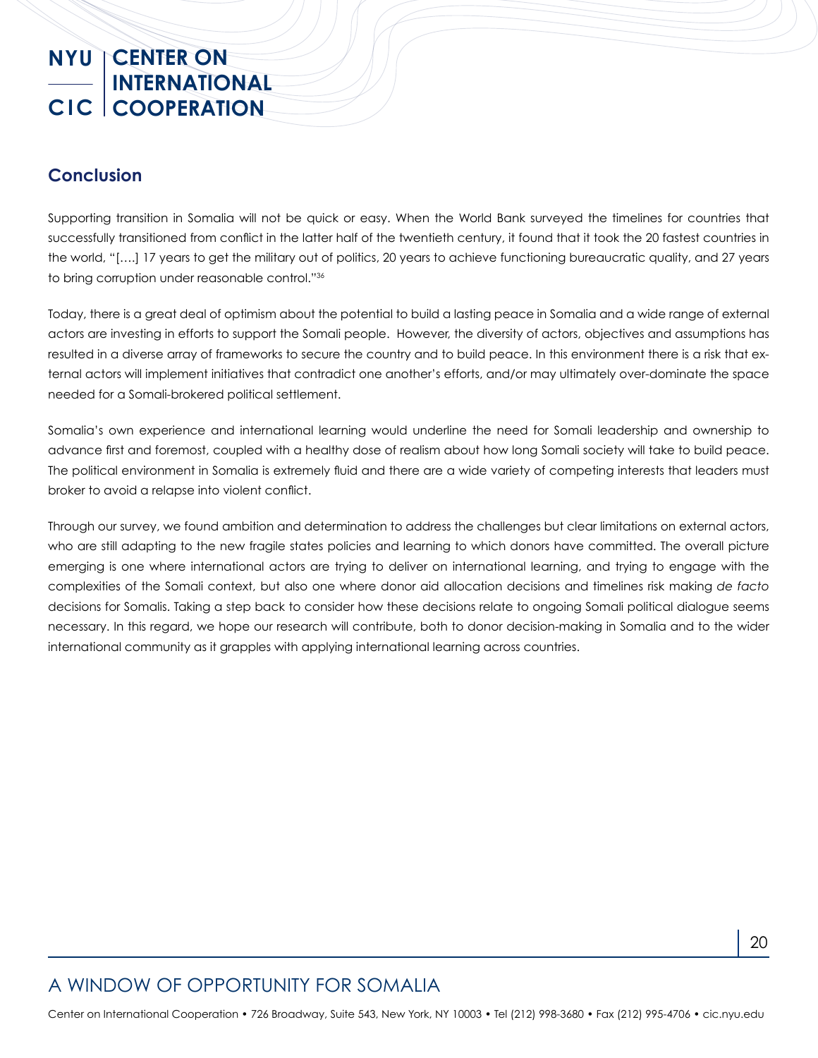## Conclusion

Supporting transition in Somalia will not be quick or easy. When the World Bank surveyed the timelines for countries that successfully transitioned from conflict in the latter half of the twentieth century, it found that it took the 20 fastest countries in the world, "[….] 17 years to get the military out of politics, 20 years to achieve functioning bureaucratic quality, and 27 years to bring corruption under reasonable control."[36]

Today, there is a great deal of optimism about the potential to build a lasting peace in Somalia and a wide range of external actors are investing in efforts to support the Somali people. However, the diversity of actors, objectives and assumptions has resulted in a diverse array of frameworks to secure the country and to build peace. In this environment there is a risk that external actors will implement initiatives that contradict one another's efforts, and/or may ultimately over-dominate the space needed for a Somali-brokered political settlement.

Somalia's own experience and international learning would underline the need for Somali leadership and ownership to advance first and foremost, coupled with a healthy dose of realism about how long Somali society will take to build peace. The political environment in Somalia is extremely fluid and there are a wide variety of competing interests that leaders must broker to avoid a relapse into violent conflict.

Through our survey, we found ambition and determination to address the challenges but clear limitations on external actors, who are still adapting to the new fragile states policies and learning to which donors have committed. The overall picture emerging is one where international actors are trying to deliver on international learning, and trying to engage with the complexities of the Somali context, but also one where donor aid allocation decisions and timelines risk making *de facto* decisions for Somalis. Taking a step back to consider how these decisions relate to ongoing Somali political dialogue seems necessary. In this regard, we hope our research will contribute, both to donor decision-making in Somalia and to the wider international community as it grapples with applying international learning across countries.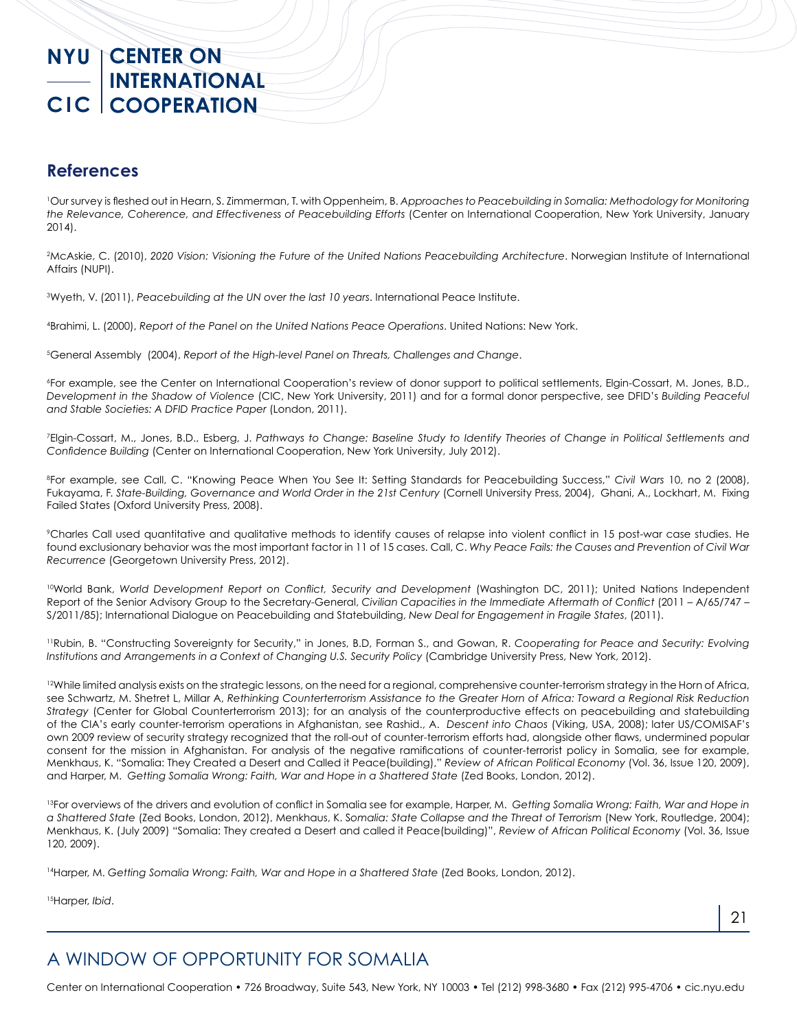## References

[1]Our survey is fleshed out in Hearn, S. Zimmerman, T. with Oppenheim, B. *Approaches to Peacebuilding in Somalia: Methodology for Monitoring the Relevance, Coherence, and Effectiveness of Peacebuilding Efforts* (Center on International Cooperation, New York University, January 2014).

[2]McAskie, C. (2010), *2020 Vision: Visioning the Future of the United Nations Peacebuilding Architecture*. Norwegian Institute of International Affairs (NUPI).

[3]Wyeth, V. (2011), *Peacebuilding at the UN over the last 10 years*. International Peace Institute.

[4]Brahimi, L. (2000), *Report of the Panel on the United Nations Peace Operations*. United Nations: New York.

[5]General Assembly (2004), *Report of the High-level Panel on Threats, Challenges and Change*.

[6]For example, see the Center on International Cooperation's review of donor support to political settlements, Elgin-Cossart, M. Jones, B.D., *Development in the Shadow of Violence* (CIC, New York University, 2011) and for a formal donor perspective, see DFID's *Building Peaceful and Stable Societies: A DFID Practice Paper* (London, 2011).

[7]Elgin-Cossart, M., Jones, B.D., Esberg, J. *Pathways to Change: Baseline Study to Identify Theories of Change in Political Settlements and Confidence Building* (Center on International Cooperation, New York University, July 2012).

[8]For example, see Call, C. "Knowing Peace When You See It: Setting Standards for Peacebuilding Success," *Civil Wars* 10, no 2 (2008), Fukayama, F. *State-Building, Governance and World Order in the 21st Century* (Cornell University Press, 2004), Ghani, A., Lockhart, M. Fixing Failed States (Oxford University Press, 2008).

[9]Charles Call used quantitative and qualitative methods to identify causes of relapse into violent conflict in 15 post-war case studies. He found exclusionary behavior was the most important factor in 11 of 15 cases. Call, C. *Why Peace Fails: the Causes and Prevention of Civil War Recurrence* (Georgetown University Press, 2012).

[10]World Bank, *World Development Report on Conflict, Security and Development* (Washington DC, 2011); United Nations Independent Report of the Senior Advisory Group to the Secretary-General, *Civilian Capacities in the Immediate Aftermath of Conflict* (2011 – A/65/747 – S/2011/85); International Dialogue on Peacebuilding and Statebuilding, *New Deal for Engagement in Fragile States*, (2011).

[11]Rubin, B. "Constructing Sovereignty for Security," in Jones, B.D, Forman S., and Gowan, R. *Cooperating for Peace and Security: Evolving Institutions and Arrangements in a Context of Changing U.S. Security Policy* (Cambridge University Press, New York, 2012).

[12]While limited analysis exists on the strategic lessons, on the need for a regional, comprehensive counter-terrorism strategy in the Horn of Africa, see Schwartz, M. Shetret L, Millar A, *Rethinking Counterterrorism Assistance to the Greater Horn of Africa: Toward a Regional Risk Reduction Strategy* (Center for Global Counterterrorism 2013); for an analysis of the counterproductive effects on peacebuilding and statebuilding of the CIA's early counter-terrorism operations in Afghanistan, see Rashid., A. *Descent into Chaos* (Viking, USA, 2008); later US/COMISAF's own 2009 review of security strategy recognized that the roll-out of counter-terrorism efforts had, alongside other flaws, undermined popular consent for the mission in Afghanistan. For analysis of the negative ramifications of counter-terrorist policy in Somalia, see for example, Menkhaus, K. "Somalia: They Created a Desert and Called it Peace(building)," *Review of African Political Economy* (Vol. 36, Issue 120, 2009), and Harper, M. *Getting Somalia Wrong: Faith, War and Hope in a Shattered State* (Zed Books, London, 2012).

[13]For overviews of the drivers and evolution of conflict in Somalia see for example, Harper, M. *Getting Somalia Wrong: Faith, War and Hope in a Shattered State* (Zed Books, London, 2012), Menkhaus, K. *Somalia: State Collapse and the Threat of Terrorism* (New York, Routledge, 2004); Menkhaus, K. (July 2009) "Somalia: They created a Desert and called it Peace(building)", *Review of African Political Economy* (Vol. 36, Issue 120, 2009).

[14]Harper, M. *Getting Somalia Wrong: Faith, War and Hope in a Shattered State* (Zed Books, London, 2012).

[15]Harper, *Ibid*.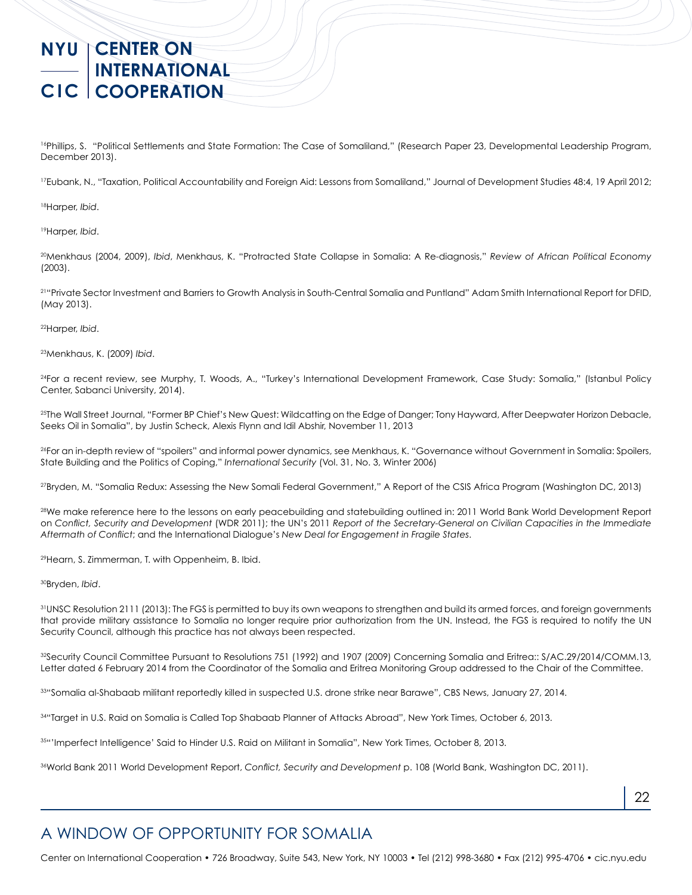[16]Phillips, S. "Political Settlements and State Formation: The Case of Somaliland," (Research Paper 23, Developmental Leadership Program, December 2013).

[17]Eubank, N., "Taxation, Political Accountability and Foreign Aid: Lessons from Somaliland," Journal of Development Studies 48:4, 19 April 2012;

[18]Harper, *Ibid*.

[19]Harper, *Ibid*.

[20]Menkhaus (2004, 2009), *Ibid*, Menkhaus, K. "Protracted State Collapse in Somalia: A Re-diagnosis," *Review of African Political Economy* (2003).

[21]"Private Sector Investment and Barriers to Growth Analysis in South-Central Somalia and Puntland" Adam Smith International Report for DFID, (May 2013).

[22]Harper, *Ibid*.

[23]Menkhaus, K. (2009) *Ibid*.

[24]For a recent review, see Murphy, T. Woods, A., "Turkey's International Development Framework, Case Study: Somalia," (Istanbul Policy Center, Sabanci University, 2014).

[25]The Wall Street Journal, "Former BP Chief's New Quest: Wildcatting on the Edge of Danger; Tony Hayward, After Deepwater Horizon Debacle, Seeks Oil in Somalia", by Justin Scheck, Alexis Flynn and Idil Abshir, November 11, 2013

[26]For an in-depth review of "spoilers" and informal power dynamics, see Menkhaus, K. "Governance without Government in Somalia: Spoilers, State Building and the Politics of Coping," *International Security* (Vol. 31, No. 3, Winter 2006)

[27]Bryden, M. "Somalia Redux: Assessing the New Somali Federal Government," A Report of the CSIS Africa Program (Washington DC, 2013)

[28]We make reference here to the lessons on early peacebuilding and statebuilding outlined in: 2011 World Bank World Development Report on *Conflict, Security and Development* (WDR 2011); the UN's 2011 *Report of the Secretary-General on Civilian Capacities in the Immediate Aftermath of Conflict*; and the International Dialogue's *New Deal for Engagement in Fragile States*.

[29]Hearn, S. Zimmerman, T. with Oppenheim, B. Ibid.

[30]Bryden, *Ibid*.

[31]UNSC Resolution 2111 (2013): The FGS is permitted to buy its own weapons to strengthen and build its armed forces, and foreign governments that provide military assistance to Somalia no longer require prior authorization from the UN. Instead, the FGS is required to notify the UN Security Council, although this practice has not always been respected.

[32]Security Council Committee Pursuant to Resolutions 751 (1992) and 1907 (2009) Concerning Somalia and Eritrea:: S/AC.29/2014/COMM.13, Letter dated 6 February 2014 from the Coordinator of the Somalia and Eritrea Monitoring Group addressed to the Chair of the Committee.

[33]"Somalia al-Shabaab militant reportedly killed in suspected U.S. drone strike near Barawe", CBS News, January 27, 2014.

[34]"Target in U.S. Raid on Somalia is Called Top Shabaab Planner of Attacks Abroad", New York Times, October 6, 2013.

[35]"'Imperfect Intelligence' Said to Hinder U.S. Raid on Militant in Somalia", New York Times, October 8, 2013.

[36]World Bank 2011 World Development Report, *Conflict, Security and Development* p. 108 (World Bank, Washington DC, 2011).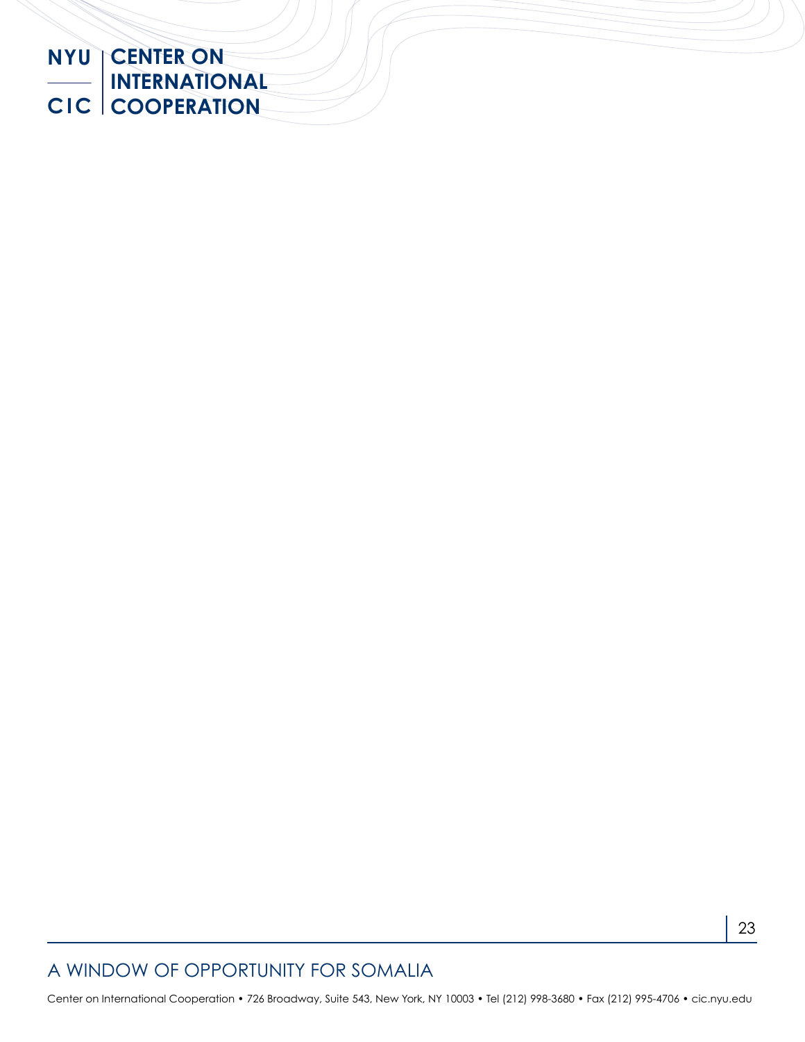NYU CIC | CENTER ON INTERNATIONAL COOPERATION